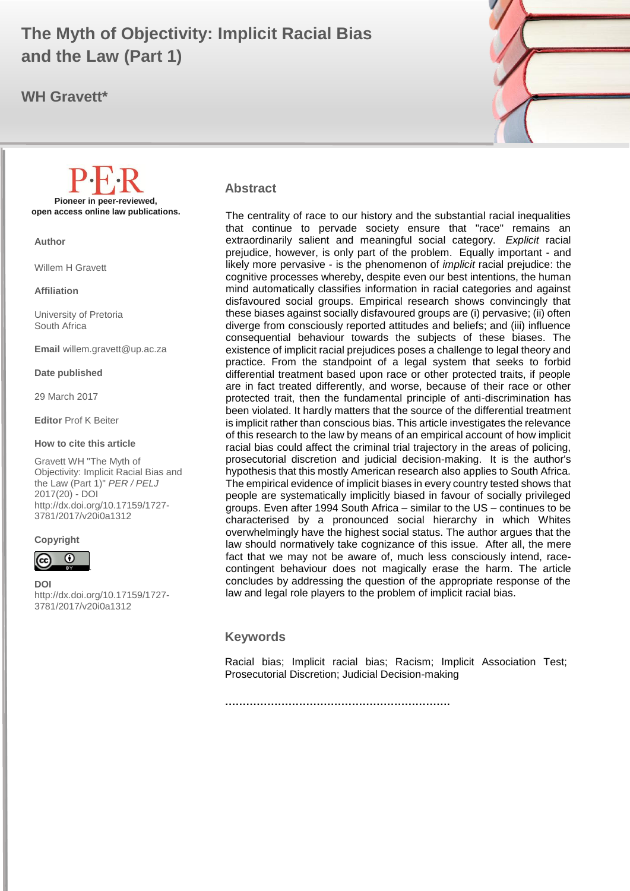# The Myth of Objectivity: Implicit Racial Bias and the Law (Part 1)

**WH Gravett***

P·E·R

**Pioneer in peer-reviewed, open access online law publications.**

**Author**

Willem H Gravett

**Affiliation**

University of Pretoria
South Africa

**Email** willem.gravett@up.ac.za

**Date published**

29 March 2017

**Editor** Prof K Beiter

**How to cite this article**

Gravett WH "The Myth of Objectivity: Implicit Racial Bias and the Law (Part 1)" *PER / PELJ* 2017(20) - DOI http://dx.doi.org/10.17159/1727-3781/2017/v20i0a1312

**Copyright**

**DOI**
http://dx.doi.org/10.17159/1727-3781/2017/v20i0a1312

## Abstract

The centrality of race to our history and the substantial racial inequalities that continue to pervade society ensure that "race" remains an extraordinarily salient and meaningful social category. *Explicit* racial prejudice, however, is only part of the problem. Equally important - and likely more pervasive - is the phenomenon of *implicit* racial prejudice: the cognitive processes whereby, despite even our best intentions, the human mind automatically classifies information in racial categories and against disfavoured social groups. Empirical research shows convincingly that these biases against socially disfavoured groups are (i) pervasive; (ii) often diverge from consciously reported attitudes and beliefs; and (iii) influence consequential behaviour towards the subjects of these biases. The existence of implicit racial prejudices poses a challenge to legal theory and practice. From the standpoint of a legal system that seeks to forbid differential treatment based upon race or other protected traits, if people are in fact treated differently, and worse, because of their race or other protected trait, then the fundamental principle of anti-discrimination has been violated. It hardly matters that the source of the differential treatment is implicit rather than conscious bias. This article investigates the relevance of this research to the law by means of an empirical account of how implicit racial bias could affect the criminal trial trajectory in the areas of policing, prosecutorial discretion and judicial decision-making. It is the author's hypothesis that this mostly American research also applies to South Africa. The empirical evidence of implicit biases in every country tested shows that people are systematically implicitly biased in favour of socially privileged groups. Even after 1994 South Africa – similar to the US – continues to be characterised by a pronounced social hierarchy in which Whites overwhelmingly have the highest social status. The author argues that the law should normatively take cognizance of this issue. After all, the mere fact that we may not be aware of, much less consciously intend, race-contingent behaviour does not magically erase the harm. The article concludes by addressing the question of the appropriate response of the law and legal role players to the problem of implicit racial bias.

## Keywords

Racial bias; Implicit racial bias; Racism; Implicit Association Test; Prosecutorial Discretion; Judicial Decision-making

……………………………………………………….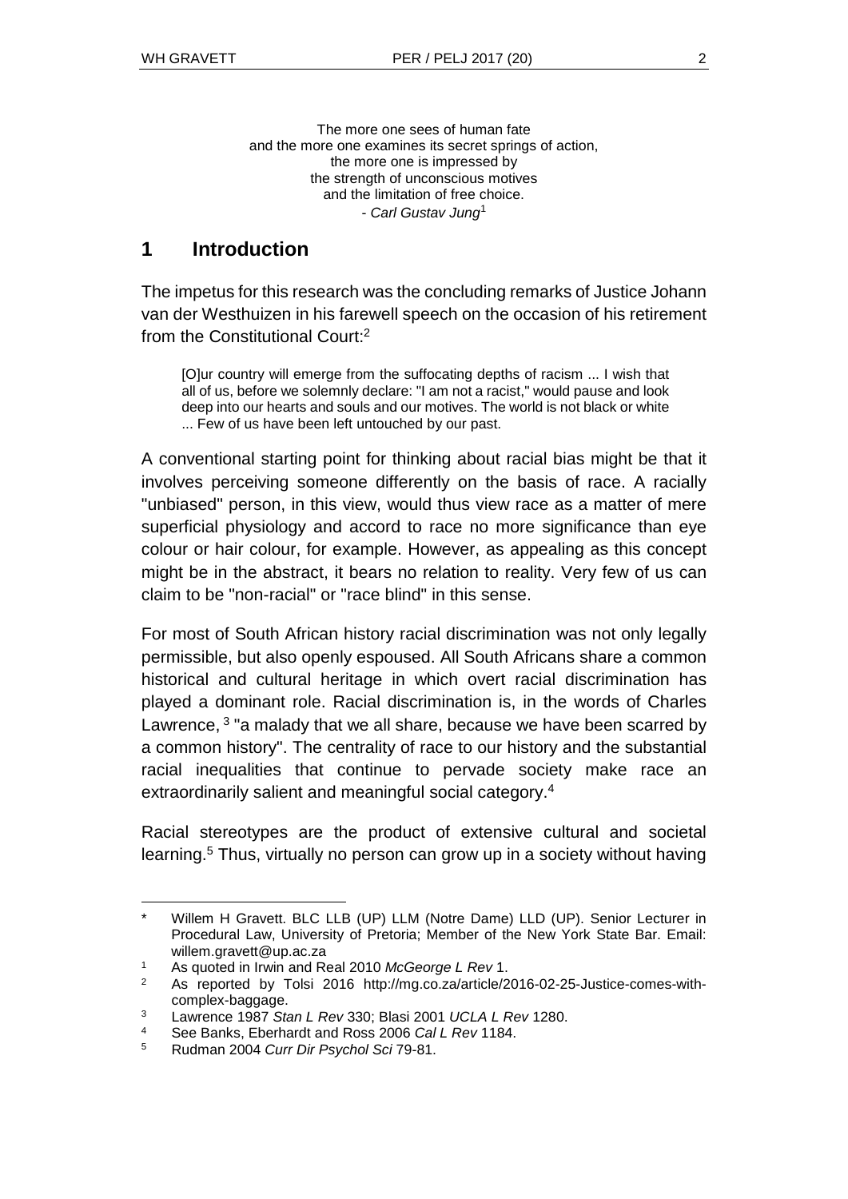The more one sees of human fate
and the more one examines its secret springs of action,
the more one is impressed by
the strength of unconscious motives
and the limitation of free choice.
- *Carl Gustav Jung*[1]

## 1 Introduction

The impetus for this research was the concluding remarks of Justice Johann van der Westhuizen in his farewell speech on the occasion of his retirement from the Constitutional Court:[2]

> [O]ur country will emerge from the suffocating depths of racism ... I wish that all of us, before we solemnly declare: "I am not a racist," would pause and look deep into our hearts and souls and our motives. The world is not black or white ... Few of us have been left untouched by our past.

A conventional starting point for thinking about racial bias might be that it involves perceiving someone differently on the basis of race. A racially "unbiased" person, in this view, would thus view race as a matter of mere superficial physiology and accord to race no more significance than eye colour or hair colour, for example. However, as appealing as this concept might be in the abstract, it bears no relation to reality. Very few of us can claim to be "non-racial" or "race blind" in this sense.

For most of South African history racial discrimination was not only legally permissible, but also openly espoused. All South Africans share a common historical and cultural heritage in which overt racial discrimination has played a dominant role. Racial discrimination is, in the words of Charles Lawrence, [3] "a malady that we all share, because we have been scarred by a common history". The centrality of race to our history and the substantial racial inequalities that continue to pervade society make race an extraordinarily salient and meaningful social category.[4]

Racial stereotypes are the product of extensive cultural and societal learning.[5] Thus, virtually no person can grow up in a society without having

---

\* Willem H Gravett. BLC LLB (UP) LLM (Notre Dame) LLD (UP). Senior Lecturer in Procedural Law, University of Pretoria; Member of the New York State Bar. Email: willem.gravett@up.ac.za

[1] As quoted in Irwin and Real 2010 *McGeorge L Rev* 1.

[2] As reported by Tolsi 2016 http://mg.co.za/article/2016-02-25-Justice-comes-with-complex-baggage.

[3] Lawrence 1987 *Stan L Rev* 330; Blasi 2001 *UCLA L Rev* 1280.

[4] See Banks, Eberhardt and Ross 2006 *Cal L Rev* 1184.

[5] Rudman 2004 *Curr Dir Psychol Sci* 79-81.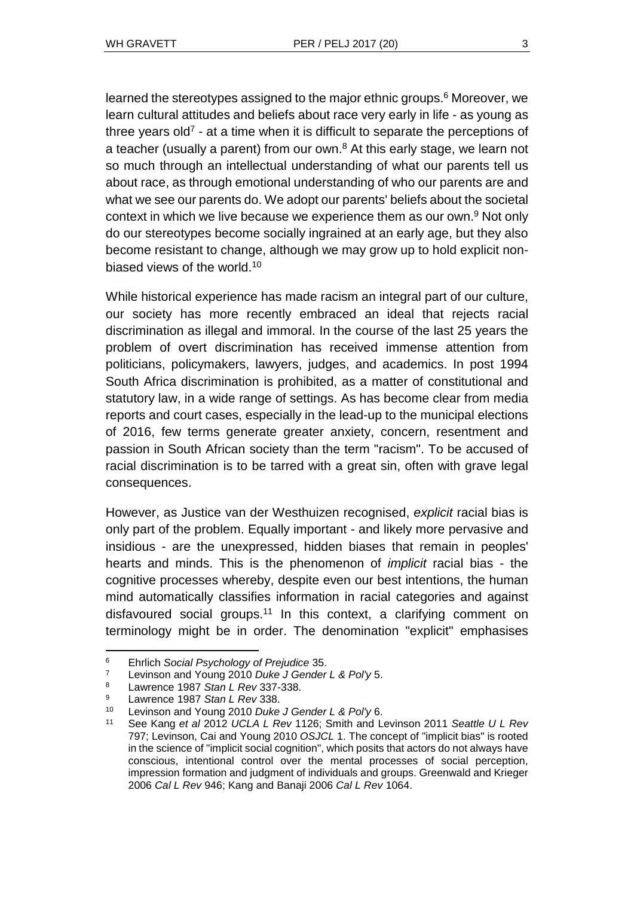learned the stereotypes assigned to the major ethnic groups.[6] Moreover, we learn cultural attitudes and beliefs about race very early in life - as young as three years old[7] - at a time when it is difficult to separate the perceptions of a teacher (usually a parent) from our own.[8] At this early stage, we learn not so much through an intellectual understanding of what our parents tell us about race, as through emotional understanding of who our parents are and what we see our parents do. We adopt our parents' beliefs about the societal context in which we live because we experience them as our own.[9] Not only do our stereotypes become socially ingrained at an early age, but they also become resistant to change, although we may grow up to hold explicit non-biased views of the world.[10]

While historical experience has made racism an integral part of our culture, our society has more recently embraced an ideal that rejects racial discrimination as illegal and immoral. In the course of the last 25 years the problem of overt discrimination has received immense attention from politicians, policymakers, lawyers, judges, and academics. In post 1994 South Africa discrimination is prohibited, as a matter of constitutional and statutory law, in a wide range of settings. As has become clear from media reports and court cases, especially in the lead-up to the municipal elections of 2016, few terms generate greater anxiety, concern, resentment and passion in South African society than the term "racism". To be accused of racial discrimination is to be tarred with a great sin, often with grave legal consequences.

However, as Justice van der Westhuizen recognised, *explicit* racial bias is only part of the problem. Equally important - and likely more pervasive and insidious - are the unexpressed, hidden biases that remain in peoples' hearts and minds. This is the phenomenon of *implicit* racial bias - the cognitive processes whereby, despite even our best intentions, the human mind automatically classifies information in racial categories and against disfavoured social groups.[11] In this context, a clarifying comment on terminology might be in order. The denomination "explicit" emphasises

---

[6] Ehrlich *Social Psychology of Prejudice* 35.

[7] Levinson and Young 2010 *Duke J Gender L & Pol'y* 5.

[8] Lawrence 1987 *Stan L Rev* 337-338.

[9] Lawrence 1987 *Stan L Rev* 338.

[10] Levinson and Young 2010 *Duke J Gender L & Pol'y* 6.

[11] See Kang *et al* 2012 *UCLA L Rev* 1126; Smith and Levinson 2011 *Seattle U L Rev* 797; Levinson, Cai and Young 2010 *OSJCL* 1. The concept of "implicit bias" is rooted in the science of "implicit social cognition", which posits that actors do not always have conscious, intentional control over the mental processes of social perception, impression formation and judgment of individuals and groups. Greenwald and Krieger 2006 *Cal L Rev* 946; Kang and Banaji 2006 *Cal L Rev* 1064.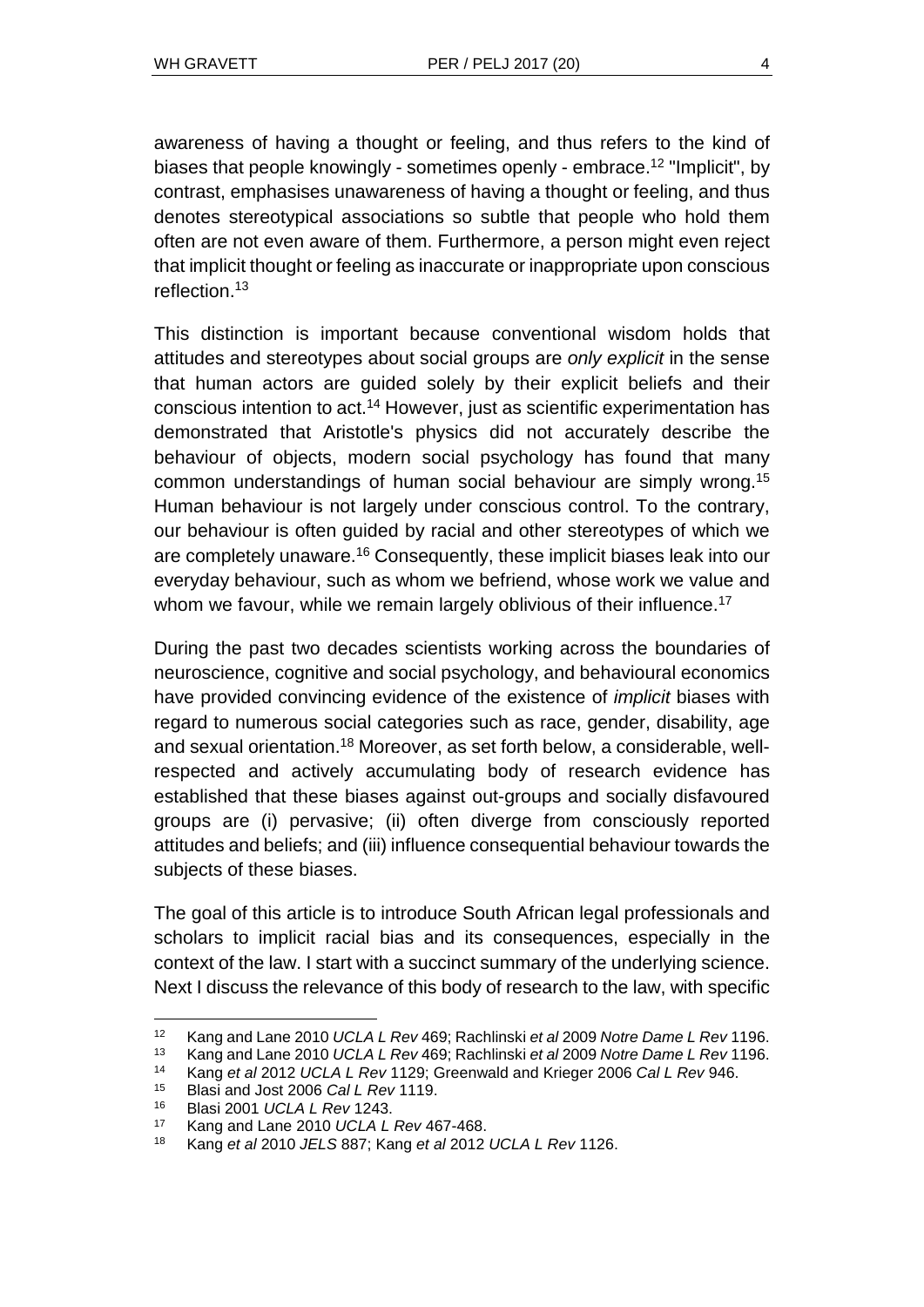awareness of having a thought or feeling, and thus refers to the kind of biases that people knowingly - sometimes openly - embrace.[12] "Implicit", by contrast, emphasises unawareness of having a thought or feeling, and thus denotes stereotypical associations so subtle that people who hold them often are not even aware of them. Furthermore, a person might even reject that implicit thought or feeling as inaccurate or inappropriate upon conscious reflection.[13]

This distinction is important because conventional wisdom holds that attitudes and stereotypes about social groups are *only explicit* in the sense that human actors are guided solely by their explicit beliefs and their conscious intention to act.[14] However, just as scientific experimentation has demonstrated that Aristotle's physics did not accurately describe the behaviour of objects, modern social psychology has found that many common understandings of human social behaviour are simply wrong.[15] Human behaviour is not largely under conscious control. To the contrary, our behaviour is often guided by racial and other stereotypes of which we are completely unaware.[16] Consequently, these implicit biases leak into our everyday behaviour, such as whom we befriend, whose work we value and whom we favour, while we remain largely oblivious of their influence.[17]

During the past two decades scientists working across the boundaries of neuroscience, cognitive and social psychology, and behavioural economics have provided convincing evidence of the existence of *implicit* biases with regard to numerous social categories such as race, gender, disability, age and sexual orientation.[18] Moreover, as set forth below, a considerable, well-respected and actively accumulating body of research evidence has established that these biases against out-groups and socially disfavoured groups are (i) pervasive; (ii) often diverge from consciously reported attitudes and beliefs; and (iii) influence consequential behaviour towards the subjects of these biases.

The goal of this article is to introduce South African legal professionals and scholars to implicit racial bias and its consequences, especially in the context of the law. I start with a succinct summary of the underlying science. Next I discuss the relevance of this body of research to the law, with specific

---

[12] Kang and Lane 2010 *UCLA L Rev* 469; Rachlinski *et al* 2009 *Notre Dame L Rev* 1196.

[13] Kang and Lane 2010 *UCLA L Rev* 469; Rachlinski *et al* 2009 *Notre Dame L Rev* 1196.

[14] Kang *et al* 2012 *UCLA L Rev* 1129; Greenwald and Krieger 2006 *Cal L Rev* 946.

[15] Blasi and Jost 2006 *Cal L Rev* 1119.

[16] Blasi 2001 *UCLA L Rev* 1243.

[17] Kang and Lane 2010 *UCLA L Rev* 467-468.

[18] Kang *et al* 2010 *JELS* 887; Kang *et al* 2012 *UCLA L Rev* 1126.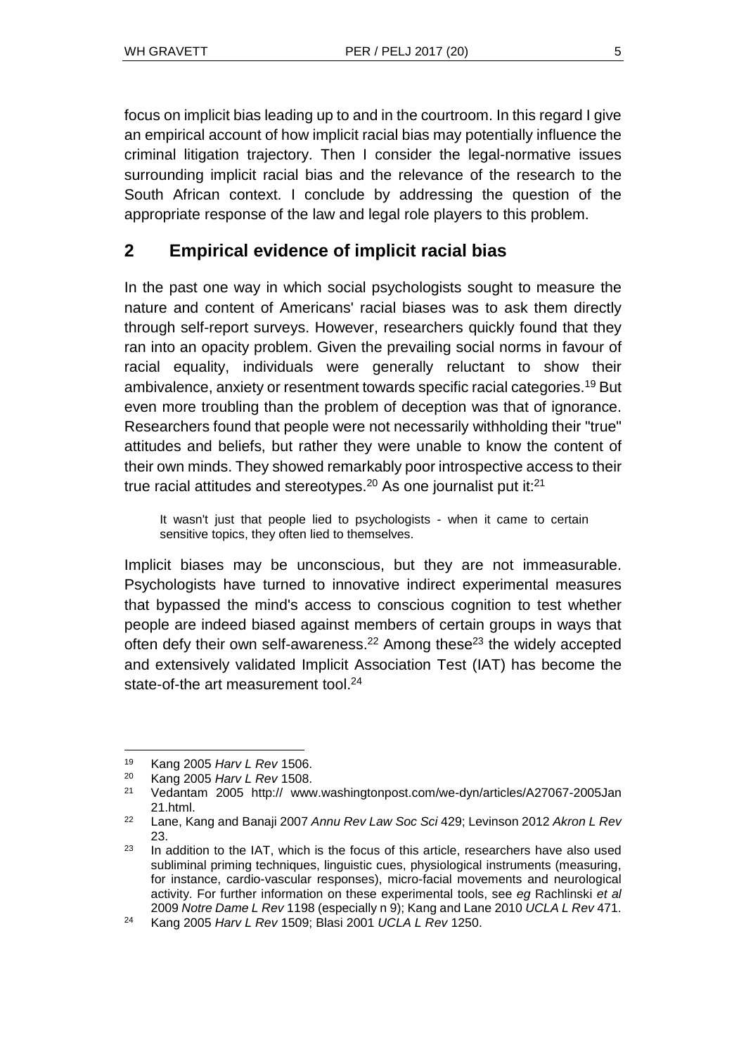focus on implicit bias leading up to and in the courtroom. In this regard I give an empirical account of how implicit racial bias may potentially influence the criminal litigation trajectory. Then I consider the legal-normative issues surrounding implicit racial bias and the relevance of the research to the South African context. I conclude by addressing the question of the appropriate response of the law and legal role players to this problem.

## 2 Empirical evidence of implicit racial bias

In the past one way in which social psychologists sought to measure the nature and content of Americans' racial biases was to ask them directly through self-report surveys. However, researchers quickly found that they ran into an opacity problem. Given the prevailing social norms in favour of racial equality, individuals were generally reluctant to show their ambivalence, anxiety or resentment towards specific racial categories.[19] But even more troubling than the problem of deception was that of ignorance. Researchers found that people were not necessarily withholding their "true" attitudes and beliefs, but rather they were unable to know the content of their own minds. They showed remarkably poor introspective access to their true racial attitudes and stereotypes.[20] As one journalist put it:[21]

> It wasn't just that people lied to psychologists - when it came to certain sensitive topics, they often lied to themselves.

Implicit biases may be unconscious, but they are not immeasurable. Psychologists have turned to innovative indirect experimental measures that bypassed the mind's access to conscious cognition to test whether people are indeed biased against members of certain groups in ways that often defy their own self-awareness.[22] Among these[23] the widely accepted and extensively validated Implicit Association Test (IAT) has become the state-of-the art measurement tool.[24]

---

[19] Kang 2005 *Harv L Rev* 1506.

[20] Kang 2005 *Harv L Rev* 1508.

[21] Vedantam 2005 http:// www.washingtonpost.com/we-dyn/articles/A27067-2005Jan21.html.

[22] Lane, Kang and Banaji 2007 *Annu Rev Law Soc Sci* 429; Levinson 2012 *Akron L Rev* 23.

[23] In addition to the IAT, which is the focus of this article, researchers have also used subliminal priming techniques, linguistic cues, physiological instruments (measuring, for instance, cardio-vascular responses), micro-facial movements and neurological activity. For further information on these experimental tools, see *eg* Rachlinski *et al* 2009 *Notre Dame L Rev* 1198 (especially n 9); Kang and Lane 2010 *UCLA L Rev* 471.

[24] Kang 2005 *Harv L Rev* 1509; Blasi 2001 *UCLA L Rev* 1250.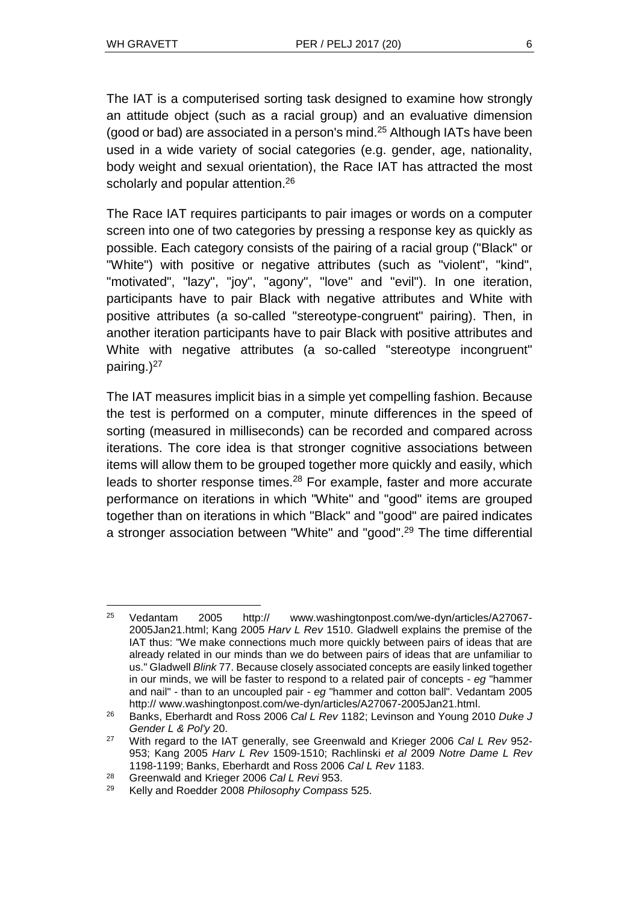The IAT is a computerised sorting task designed to examine how strongly an attitude object (such as a racial group) and an evaluative dimension (good or bad) are associated in a person's mind.[25] Although IATs have been used in a wide variety of social categories (e.g. gender, age, nationality, body weight and sexual orientation), the Race IAT has attracted the most scholarly and popular attention.[26]

The Race IAT requires participants to pair images or words on a computer screen into one of two categories by pressing a response key as quickly as possible. Each category consists of the pairing of a racial group ("Black" or "White") with positive or negative attributes (such as "violent", "kind", "motivated", "lazy", "joy", "agony", "love" and "evil"). In one iteration, participants have to pair Black with negative attributes and White with positive attributes (a so-called "stereotype-congruent" pairing). Then, in another iteration participants have to pair Black with positive attributes and White with negative attributes (a so-called "stereotype incongruent" pairing.)[27]

The IAT measures implicit bias in a simple yet compelling fashion. Because the test is performed on a computer, minute differences in the speed of sorting (measured in milliseconds) can be recorded and compared across iterations. The core idea is that stronger cognitive associations between items will allow them to be grouped together more quickly and easily, which leads to shorter response times.[28] For example, faster and more accurate performance on iterations in which "White" and "good" items are grouped together than on iterations in which "Black" and "good" are paired indicates a stronger association between "White" and "good".[29] The time differential

---

[25] Vedantam 2005 http:// www.washingtonpost.com/we-dyn/articles/A27067-2005Jan21.html; Kang 2005 *Harv L Rev* 1510. Gladwell explains the premise of the IAT thus: "We make connections much more quickly between pairs of ideas that are already related in our minds than we do between pairs of ideas that are unfamiliar to us." Gladwell *Blink* 77. Because closely associated concepts are easily linked together in our minds, we will be faster to respond to a related pair of concepts - *eg* "hammer and nail" - than to an uncoupled pair - *eg* "hammer and cotton ball". Vedantam 2005 http:// www.washingtonpost.com/we-dyn/articles/A27067-2005Jan21.html.

[26] Banks, Eberhardt and Ross 2006 *Cal L Rev* 1182; Levinson and Young 2010 *Duke J Gender L & Pol'y* 20.

[27] With regard to the IAT generally, see Greenwald and Krieger 2006 *Cal L Rev* 952-953; Kang 2005 *Harv L Rev* 1509-1510; Rachlinski *et al* 2009 *Notre Dame L Rev* 1198-1199; Banks, Eberhardt and Ross 2006 *Cal L Rev* 1183.

[28] Greenwald and Krieger 2006 *Cal L Revi* 953.

[29] Kelly and Roedder 2008 *Philosophy Compass* 525.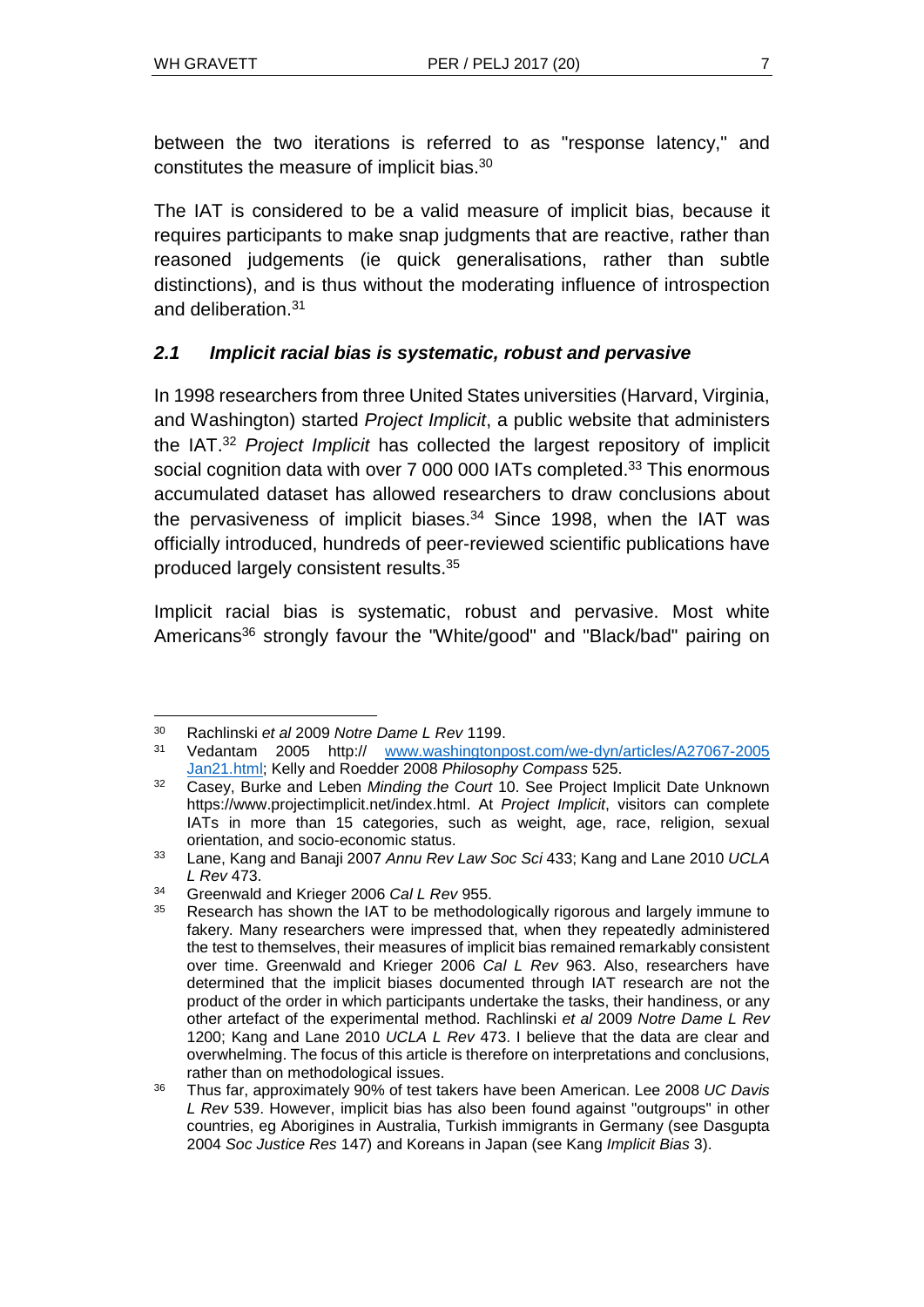between the two iterations is referred to as "response latency," and constitutes the measure of implicit bias.[30]

The IAT is considered to be a valid measure of implicit bias, because it requires participants to make snap judgments that are reactive, rather than reasoned judgements (ie quick generalisations, rather than subtle distinctions), and is thus without the moderating influence of introspection and deliberation.[31]

### *2.1 Implicit racial bias is systematic, robust and pervasive*

In 1998 researchers from three United States universities (Harvard, Virginia, and Washington) started *Project Implicit*, a public website that administers the IAT.[32] *Project Implicit* has collected the largest repository of implicit social cognition data with over 7 000 000 IATs completed.[33] This enormous accumulated dataset has allowed researchers to draw conclusions about the pervasiveness of implicit biases.[34] Since 1998, when the IAT was officially introduced, hundreds of peer-reviewed scientific publications have produced largely consistent results.[35]

Implicit racial bias is systematic, robust and pervasive. Most white Americans[36] strongly favour the "White/good" and "Black/bad" pairing on

---

[30] Rachlinski *et al* 2009 *Notre Dame L Rev* 1199.

[31] Vedantam 2005 http:// www.washingtonpost.com/we-dyn/articles/A27067-2005Jan21.html; Kelly and Roedder 2008 *Philosophy Compass* 525.

[32] Casey, Burke and Leben *Minding the Court* 10. See Project Implicit Date Unknown https://www.projectimplicit.net/index.html. At *Project Implicit*, visitors can complete IATs in more than 15 categories, such as weight, age, race, religion, sexual orientation, and socio-economic status.

[33] Lane, Kang and Banaji 2007 *Annu Rev Law Soc Sci* 433; Kang and Lane 2010 *UCLA L Rev* 473.

[34] Greenwald and Krieger 2006 *Cal L Rev* 955.

[35] Research has shown the IAT to be methodologically rigorous and largely immune to fakery. Many researchers were impressed that, when they repeatedly administered the test to themselves, their measures of implicit bias remained remarkably consistent over time. Greenwald and Krieger 2006 *Cal L Rev* 963. Also, researchers have determined that the implicit biases documented through IAT research are not the product of the order in which participants undertake the tasks, their handiness, or any other artefact of the experimental method. Rachlinski *et al* 2009 *Notre Dame L Rev* 1200; Kang and Lane 2010 *UCLA L Rev* 473. I believe that the data are clear and overwhelming. The focus of this article is therefore on interpretations and conclusions, rather than on methodological issues.

[36] Thus far, approximately 90% of test takers have been American. Lee 2008 *UC Davis L Rev* 539. However, implicit bias has also been found against "outgroups" in other countries, eg Aborigines in Australia, Turkish immigrants in Germany (see Dasgupta 2004 *Soc Justice Res* 147) and Koreans in Japan (see Kang *Implicit Bias* 3).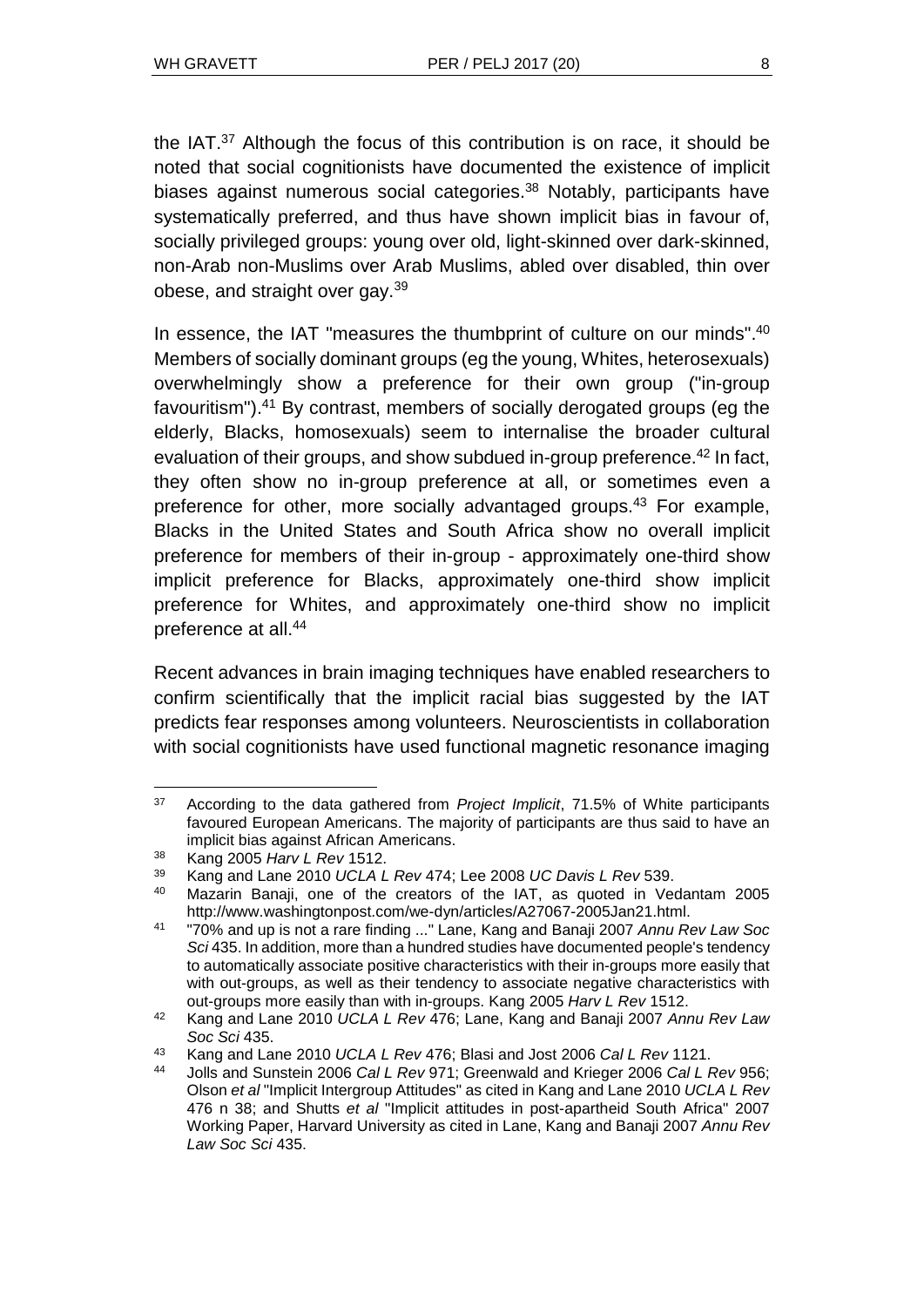the IAT.[37] Although the focus of this contribution is on race, it should be noted that social cognitionists have documented the existence of implicit biases against numerous social categories.[38] Notably, participants have systematically preferred, and thus have shown implicit bias in favour of, socially privileged groups: young over old, light-skinned over dark-skinned, non-Arab non-Muslims over Arab Muslims, abled over disabled, thin over obese, and straight over gay.[39]

In essence, the IAT "measures the thumbprint of culture on our minds".[40] Members of socially dominant groups (eg the young, Whites, heterosexuals) overwhelmingly show a preference for their own group ("in-group favouritism").[41] By contrast, members of socially derogated groups (eg the elderly, Blacks, homosexuals) seem to internalise the broader cultural evaluation of their groups, and show subdued in-group preference.[42] In fact, they often show no in-group preference at all, or sometimes even a preference for other, more socially advantaged groups.[43] For example, Blacks in the United States and South Africa show no overall implicit preference for members of their in-group - approximately one-third show implicit preference for Blacks, approximately one-third show implicit preference for Whites, and approximately one-third show no implicit preference at all.[44]

Recent advances in brain imaging techniques have enabled researchers to confirm scientifically that the implicit racial bias suggested by the IAT predicts fear responses among volunteers. Neuroscientists in collaboration with social cognitionists have used functional magnetic resonance imaging

---

[37] According to the data gathered from *Project Implicit*, 71.5% of White participants favoured European Americans. The majority of participants are thus said to have an implicit bias against African Americans.

[38] Kang 2005 *Harv L Rev* 1512.

[39] Kang and Lane 2010 *UCLA L Rev* 474; Lee 2008 *UC Davis L Rev* 539.

[40] Mazarin Banaji, one of the creators of the IAT, as quoted in Vedantam 2005 http://www.washingtonpost.com/we-dyn/articles/A27067-2005Jan21.html.

[41] "70% and up is not a rare finding ..." Lane, Kang and Banaji 2007 *Annu Rev Law Soc Sci* 435. In addition, more than a hundred studies have documented people's tendency to automatically associate positive characteristics with their in-groups more easily that with out-groups, as well as their tendency to associate negative characteristics with out-groups more easily than with in-groups. Kang 2005 *Harv L Rev* 1512.

[42] Kang and Lane 2010 *UCLA L Rev* 476; Lane, Kang and Banaji 2007 *Annu Rev Law Soc Sci* 435.

[43] Kang and Lane 2010 *UCLA L Rev* 476; Blasi and Jost 2006 *Cal L Rev* 1121.

[44] Jolls and Sunstein 2006 *Cal L Rev* 971; Greenwald and Krieger 2006 *Cal L Rev* 956; Olson *et al* "Implicit Intergroup Attitudes" as cited in Kang and Lane 2010 *UCLA L Rev* 476 n 38; and Shutts *et al* "Implicit attitudes in post-apartheid South Africa" 2007 Working Paper, Harvard University as cited in Lane, Kang and Banaji 2007 *Annu Rev Law Soc Sci* 435.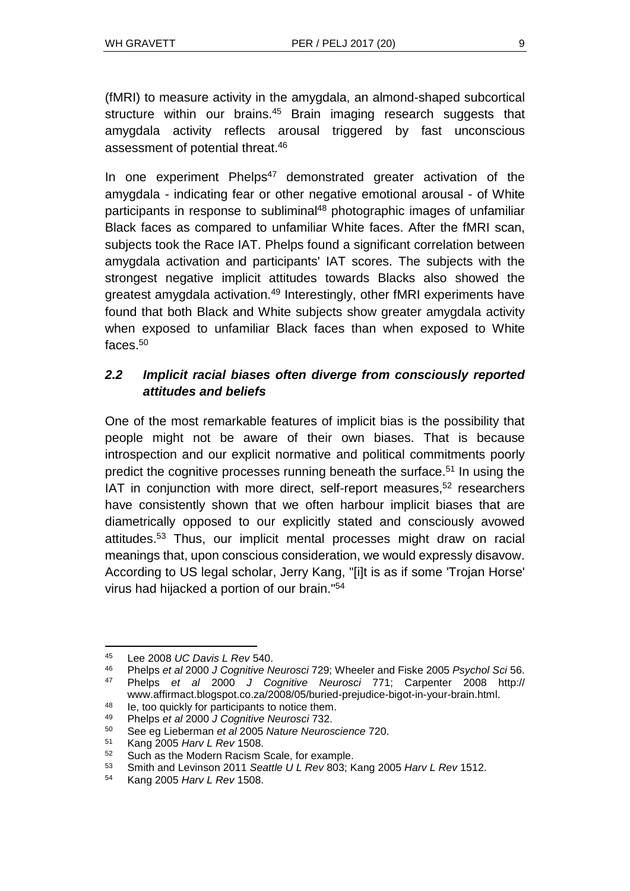(fMRI) to measure activity in the amygdala, an almond-shaped subcortical structure within our brains.[45] Brain imaging research suggests that amygdala activity reflects arousal triggered by fast unconscious assessment of potential threat.[46]

In one experiment Phelps[47] demonstrated greater activation of the amygdala - indicating fear or other negative emotional arousal - of White participants in response to subliminal[48] photographic images of unfamiliar Black faces as compared to unfamiliar White faces. After the fMRI scan, subjects took the Race IAT. Phelps found a significant correlation between amygdala activation and participants' IAT scores. The subjects with the strongest negative implicit attitudes towards Blacks also showed the greatest amygdala activation.[49] Interestingly, other fMRI experiments have found that both Black and White subjects show greater amygdala activity when exposed to unfamiliar Black faces than when exposed to White faces.[50]

### *2.2 Implicit racial biases often diverge from consciously reported attitudes and beliefs*

One of the most remarkable features of implicit bias is the possibility that people might not be aware of their own biases. That is because introspection and our explicit normative and political commitments poorly predict the cognitive processes running beneath the surface.[51] In using the IAT in conjunction with more direct, self-report measures,[52] researchers have consistently shown that we often harbour implicit biases that are diametrically opposed to our explicitly stated and consciously avowed attitudes.[53] Thus, our implicit mental processes might draw on racial meanings that, upon conscious consideration, we would expressly disavow. According to US legal scholar, Jerry Kang, "[i]t is as if some 'Trojan Horse' virus had hijacked a portion of our brain."[54]

---

45 Lee 2008 *UC Davis L Rev* 540.

46 Phelps *et al* 2000 *J Cognitive Neurosci* 729; Wheeler and Fiske 2005 *Psychol Sci* 56.

47 Phelps *et al* 2000 *J Cognitive Neurosci* 771; Carpenter 2008 http://www.affirmact.blogspot.co.za/2008/05/buried-prejudice-bigot-in-your-brain.html.

48 Ie, too quickly for participants to notice them.

49 Phelps *et al* 2000 *J Cognitive Neurosci* 732.

50 See eg Lieberman *et al* 2005 *Nature Neuroscience* 720.

51 Kang 2005 *Harv L Rev* 1508.

52 Such as the Modern Racism Scale, for example.

53 Smith and Levinson 2011 *Seattle U L Rev* 803; Kang 2005 *Harv L Rev* 1512.

54 Kang 2005 *Harv L Rev* 1508.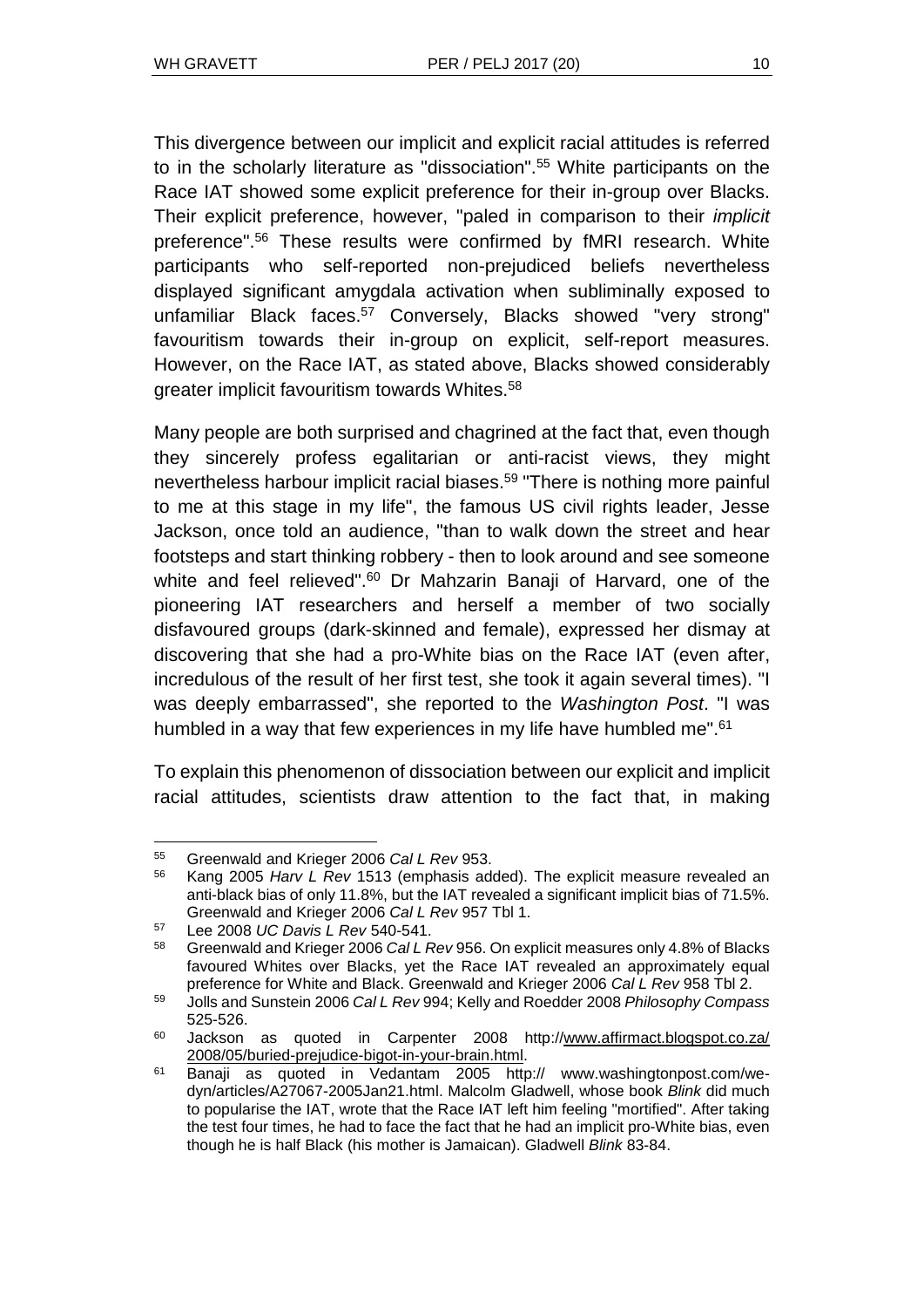This divergence between our implicit and explicit racial attitudes is referred to in the scholarly literature as "dissociation".[55] White participants on the Race IAT showed some explicit preference for their in-group over Blacks. Their explicit preference, however, "paled in comparison to their *implicit* preference".[56] These results were confirmed by fMRI research. White participants who self-reported non-prejudiced beliefs nevertheless displayed significant amygdala activation when subliminally exposed to unfamiliar Black faces.[57] Conversely, Blacks showed "very strong" favouritism towards their in-group on explicit, self-report measures. However, on the Race IAT, as stated above, Blacks showed considerably greater implicit favouritism towards Whites.[58]

Many people are both surprised and chagrined at the fact that, even though they sincerely profess egalitarian or anti-racist views, they might nevertheless harbour implicit racial biases.[59] "There is nothing more painful to me at this stage in my life", the famous US civil rights leader, Jesse Jackson, once told an audience, "than to walk down the street and hear footsteps and start thinking robbery - then to look around and see someone white and feel relieved".[60] Dr Mahzarin Banaji of Harvard, one of the pioneering IAT researchers and herself a member of two socially disfavoured groups (dark-skinned and female), expressed her dismay at discovering that she had a pro-White bias on the Race IAT (even after, incredulous of the result of her first test, she took it again several times). "I was deeply embarrassed", she reported to the *Washington Post*. "I was humbled in a way that few experiences in my life have humbled me".[61]

To explain this phenomenon of dissociation between our explicit and implicit racial attitudes, scientists draw attention to the fact that, in making

---

55 Greenwald and Krieger 2006 *Cal L Rev* 953.

56 Kang 2005 *Harv L Rev* 1513 (emphasis added). The explicit measure revealed an anti-black bias of only 11.8%, but the IAT revealed a significant implicit bias of 71.5%. Greenwald and Krieger 2006 *Cal L Rev* 957 Tbl 1.

57 Lee 2008 *UC Davis L Rev* 540-541.

58 Greenwald and Krieger 2006 *Cal L Rev* 956. On explicit measures only 4.8% of Blacks favoured Whites over Blacks, yet the Race IAT revealed an approximately equal preference for White and Black. Greenwald and Krieger 2006 *Cal L Rev* 958 Tbl 2.

59 Jolls and Sunstein 2006 *Cal L Rev* 994; Kelly and Roedder 2008 *Philosophy Compass* 525-526.

60 Jackson as quoted in Carpenter 2008 http://www.affirmact.blogspot.co.za/2008/05/buried-prejudice-bigot-in-your-brain.html.

61 Banaji as quoted in Vedantam 2005 http:// www.washingtonpost.com/we-dyn/articles/A27067-2005Jan21.html. Malcolm Gladwell, whose book *Blink* did much to popularise the IAT, wrote that the Race IAT left him feeling "mortified". After taking the test four times, he had to face the fact that he had an implicit pro-White bias, even though he is half Black (his mother is Jamaican). Gladwell *Blink* 83-84.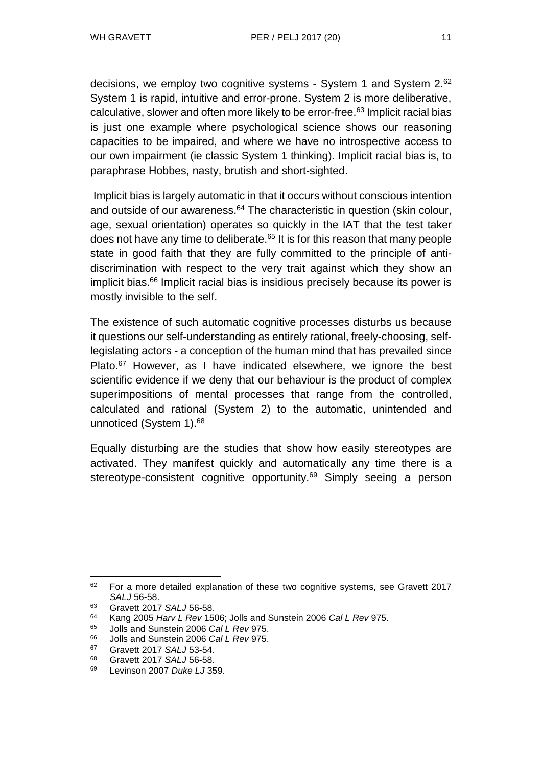decisions, we employ two cognitive systems - System 1 and System 2.[62] System 1 is rapid, intuitive and error-prone. System 2 is more deliberative, calculative, slower and often more likely to be error-free.[63] Implicit racial bias is just one example where psychological science shows our reasoning capacities to be impaired, and where we have no introspective access to our own impairment (ie classic System 1 thinking). Implicit racial bias is, to paraphrase Hobbes, nasty, brutish and short-sighted.

Implicit bias is largely automatic in that it occurs without conscious intention and outside of our awareness.[64] The characteristic in question (skin colour, age, sexual orientation) operates so quickly in the IAT that the test taker does not have any time to deliberate.[65] It is for this reason that many people state in good faith that they are fully committed to the principle of anti-discrimination with respect to the very trait against which they show an implicit bias.[66] Implicit racial bias is insidious precisely because its power is mostly invisible to the self.

The existence of such automatic cognitive processes disturbs us because it questions our self-understanding as entirely rational, freely-choosing, self-legislating actors - a conception of the human mind that has prevailed since Plato.[67] However, as I have indicated elsewhere, we ignore the best scientific evidence if we deny that our behaviour is the product of complex superimpositions of mental processes that range from the controlled, calculated and rational (System 2) to the automatic, unintended and unnoticed (System 1).[68]

Equally disturbing are the studies that show how easily stereotypes are activated. They manifest quickly and automatically any time there is a stereotype-consistent cognitive opportunity.[69] Simply seeing a person

---

[62] For a more detailed explanation of these two cognitive systems, see Gravett 2017 *SALJ* 56-58.

[63] Gravett 2017 *SALJ* 56-58.

[64] Kang 2005 *Harv L Rev* 1506; Jolls and Sunstein 2006 *Cal L Rev* 975.

[65] Jolls and Sunstein 2006 *Cal L Rev* 975.

[66] Jolls and Sunstein 2006 *Cal L Rev* 975.

[67] Gravett 2017 *SALJ* 53-54.

[68] Gravett 2017 *SALJ* 56-58.

[69] Levinson 2007 *Duke LJ* 359.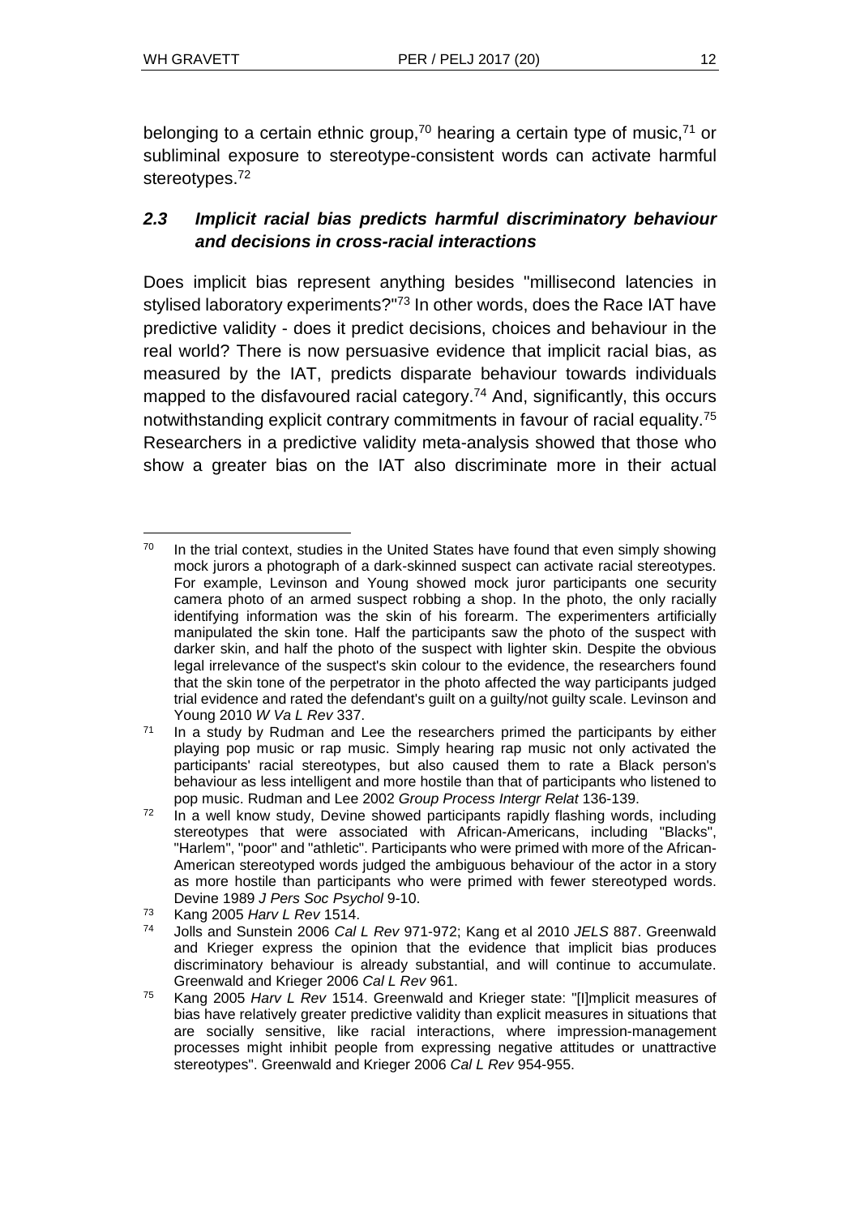belonging to a certain ethnic group,[70] hearing a certain type of music,[71] or subliminal exposure to stereotype-consistent words can activate harmful stereotypes.[72]

### *2.3 Implicit racial bias predicts harmful discriminatory behaviour and decisions in cross-racial interactions*

Does implicit bias represent anything besides "millisecond latencies in stylised laboratory experiments?"[73] In other words, does the Race IAT have predictive validity - does it predict decisions, choices and behaviour in the real world? There is now persuasive evidence that implicit racial bias, as measured by the IAT, predicts disparate behaviour towards individuals mapped to the disfavoured racial category.[74] And, significantly, this occurs notwithstanding explicit contrary commitments in favour of racial equality.[75] Researchers in a predictive validity meta-analysis showed that those who show a greater bias on the IAT also discriminate more in their actual

---

[70] In the trial context, studies in the United States have found that even simply showing mock jurors a photograph of a dark-skinned suspect can activate racial stereotypes. For example, Levinson and Young showed mock juror participants one security camera photo of an armed suspect robbing a shop. In the photo, the only racially identifying information was the skin of his forearm. The experimenters artificially manipulated the skin tone. Half the participants saw the photo of the suspect with darker skin, and half the photo of the suspect with lighter skin. Despite the obvious legal irrelevance of the suspect's skin colour to the evidence, the researchers found that the skin tone of the perpetrator in the photo affected the way participants judged trial evidence and rated the defendant's guilt on a guilty/not guilty scale. Levinson and Young 2010 *W Va L Rev* 337.

[71] In a study by Rudman and Lee the researchers primed the participants by either playing pop music or rap music. Simply hearing rap music not only activated the participants' racial stereotypes, but also caused them to rate a Black person's behaviour as less intelligent and more hostile than that of participants who listened to pop music. Rudman and Lee 2002 *Group Process Intergr Relat* 136-139.

[72] In a well know study, Devine showed participants rapidly flashing words, including stereotypes that were associated with African-Americans, including "Blacks", "Harlem", "poor" and "athletic". Participants who were primed with more of the African-American stereotyped words judged the ambiguous behaviour of the actor in a story as more hostile than participants who were primed with fewer stereotyped words. Devine 1989 *J Pers Soc Psychol* 9-10.

[73] Kang 2005 *Harv L Rev* 1514.

[74] Jolls and Sunstein 2006 *Cal L Rev* 971-972; Kang et al 2010 *JELS* 887. Greenwald and Krieger express the opinion that the evidence that implicit bias produces discriminatory behaviour is already substantial, and will continue to accumulate. Greenwald and Krieger 2006 *Cal L Rev* 961.

[75] Kang 2005 *Harv L Rev* 1514. Greenwald and Krieger state: "[I]mplicit measures of bias have relatively greater predictive validity than explicit measures in situations that are socially sensitive, like racial interactions, where impression-management processes might inhibit people from expressing negative attitudes or unattractive stereotypes". Greenwald and Krieger 2006 *Cal L Rev* 954-955.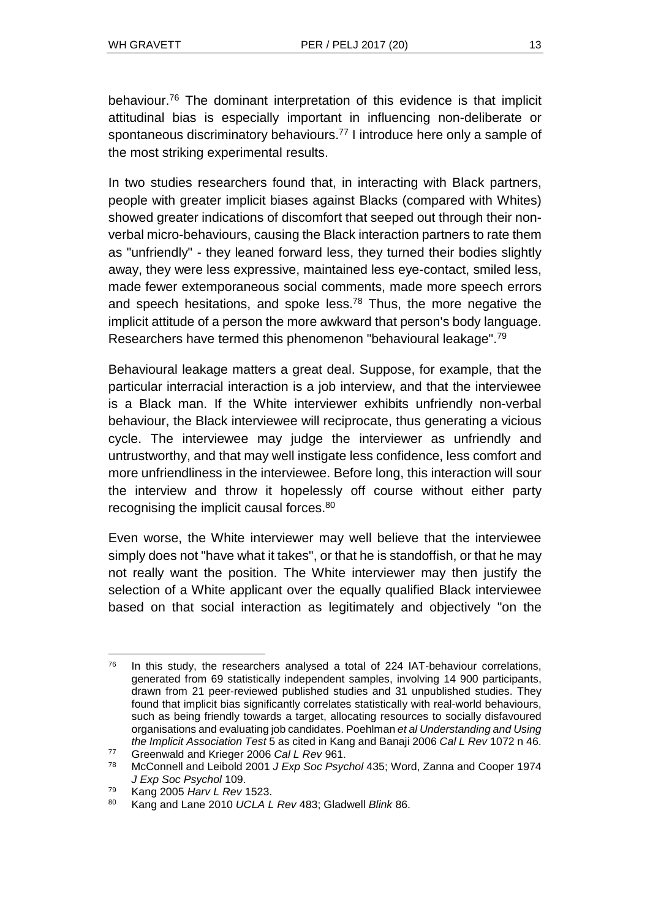behaviour.[76] The dominant interpretation of this evidence is that implicit attitudinal bias is especially important in influencing non-deliberate or spontaneous discriminatory behaviours.[77] I introduce here only a sample of the most striking experimental results.

In two studies researchers found that, in interacting with Black partners, people with greater implicit biases against Blacks (compared with Whites) showed greater indications of discomfort that seeped out through their non-verbal micro-behaviours, causing the Black interaction partners to rate them as "unfriendly" - they leaned forward less, they turned their bodies slightly away, they were less expressive, maintained less eye-contact, smiled less, made fewer extemporaneous social comments, made more speech errors and speech hesitations, and spoke less.[78] Thus, the more negative the implicit attitude of a person the more awkward that person's body language. Researchers have termed this phenomenon "behavioural leakage".[79]

Behavioural leakage matters a great deal. Suppose, for example, that the particular interracial interaction is a job interview, and that the interviewee is a Black man. If the White interviewer exhibits unfriendly non-verbal behaviour, the Black interviewee will reciprocate, thus generating a vicious cycle. The interviewee may judge the interviewer as unfriendly and untrustworthy, and that may well instigate less confidence, less comfort and more unfriendliness in the interviewee. Before long, this interaction will sour the interview and throw it hopelessly off course without either party recognising the implicit causal forces.[80]

Even worse, the White interviewer may well believe that the interviewee simply does not "have what it takes", or that he is standoffish, or that he may not really want the position. The White interviewer may then justify the selection of a White applicant over the equally qualified Black interviewee based on that social interaction as legitimately and objectively "on the

---

[76] In this study, the researchers analysed a total of 224 IAT-behaviour correlations, generated from 69 statistically independent samples, involving 14 900 participants, drawn from 21 peer-reviewed published studies and 31 unpublished studies. They found that implicit bias significantly correlates statistically with real-world behaviours, such as being friendly towards a target, allocating resources to socially disfavoured organisations and evaluating job candidates. Poehlman *et al Understanding and Using the Implicit Association Test* 5 as cited in Kang and Banaji 2006 *Cal L Rev* 1072 n 46.

[77] Greenwald and Krieger 2006 *Cal L Rev* 961.

[78] McConnell and Leibold 2001 *J Exp Soc Psychol* 435; Word, Zanna and Cooper 1974 *J Exp Soc Psychol* 109.

[79] Kang 2005 *Harv L Rev* 1523.

[80] Kang and Lane 2010 *UCLA L Rev* 483; Gladwell *Blink* 86.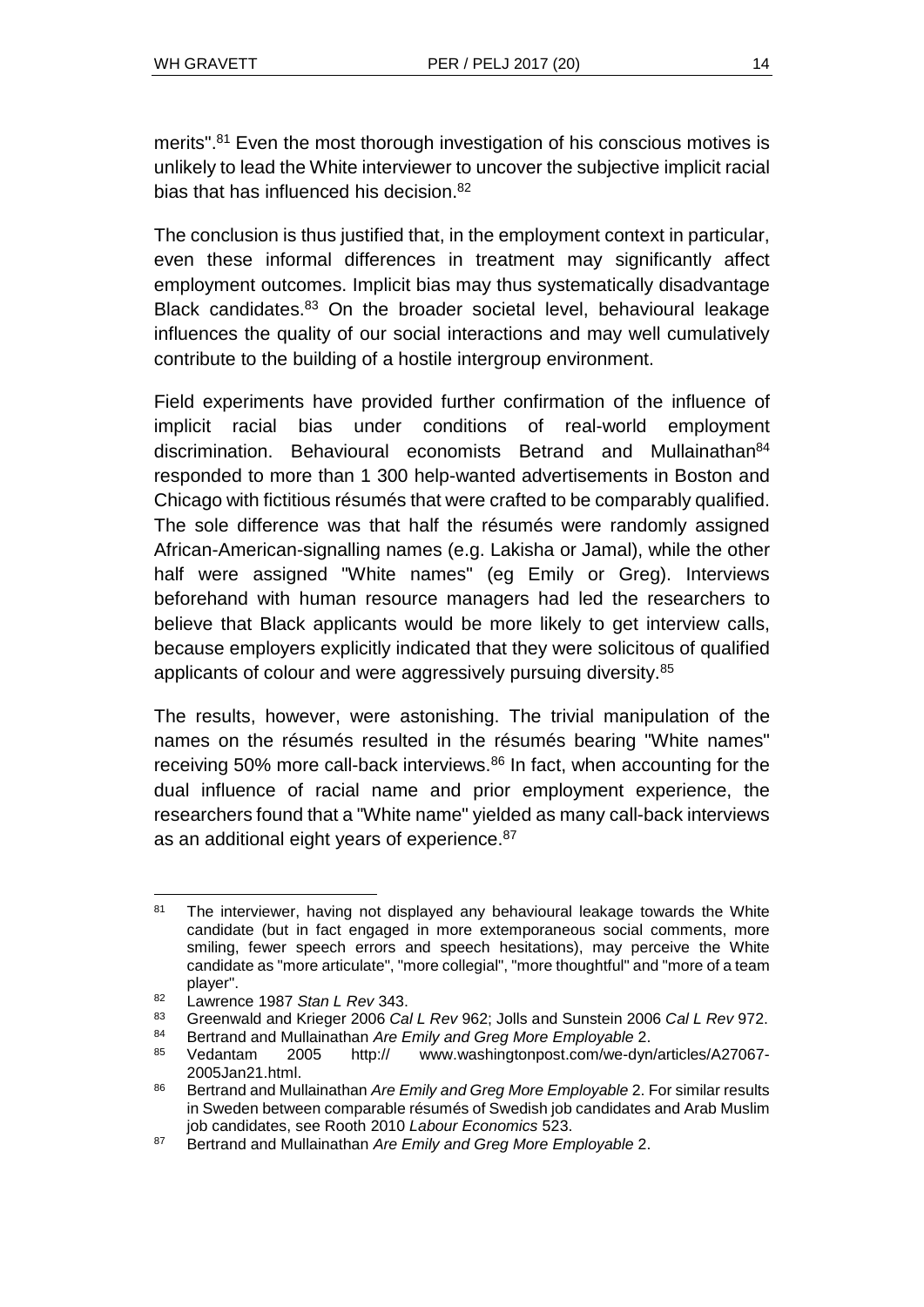merits".[81] Even the most thorough investigation of his conscious motives is unlikely to lead the White interviewer to uncover the subjective implicit racial bias that has influenced his decision.[82]

The conclusion is thus justified that, in the employment context in particular, even these informal differences in treatment may significantly affect employment outcomes. Implicit bias may thus systematically disadvantage Black candidates.[83] On the broader societal level, behavioural leakage influences the quality of our social interactions and may well cumulatively contribute to the building of a hostile intergroup environment.

Field experiments have provided further confirmation of the influence of implicit racial bias under conditions of real-world employment discrimination. Behavioural economists Betrand and Mullainathan[84] responded to more than 1 300 help-wanted advertisements in Boston and Chicago with fictitious résumés that were crafted to be comparably qualified. The sole difference was that half the résumés were randomly assigned African-American-signalling names (e.g. Lakisha or Jamal), while the other half were assigned "White names" (eg Emily or Greg). Interviews beforehand with human resource managers had led the researchers to believe that Black applicants would be more likely to get interview calls, because employers explicitly indicated that they were solicitous of qualified applicants of colour and were aggressively pursuing diversity.[85]

The results, however, were astonishing. The trivial manipulation of the names on the résumés resulted in the résumés bearing "White names" receiving 50% more call-back interviews.[86] In fact, when accounting for the dual influence of racial name and prior employment experience, the researchers found that a "White name" yielded as many call-back interviews as an additional eight years of experience.[87]

---

[81] The interviewer, having not displayed any behavioural leakage towards the White candidate (but in fact engaged in more extemporaneous social comments, more smiling, fewer speech errors and speech hesitations), may perceive the White candidate as "more articulate", "more collegial", "more thoughtful" and "more of a team player".

[82] Lawrence 1987 *Stan L Rev* 343.

[83] Greenwald and Krieger 2006 *Cal L Rev* 962; Jolls and Sunstein 2006 *Cal L Rev* 972.

[84] Bertrand and Mullainathan *Are Emily and Greg More Employable* 2.

[85] Vedantam 2005 http:// www.washingtonpost.com/we-dyn/articles/A27067-2005Jan21.html.

[86] Bertrand and Mullainathan *Are Emily and Greg More Employable* 2. For similar results in Sweden between comparable résumés of Swedish job candidates and Arab Muslim job candidates, see Rooth 2010 *Labour Economics* 523.

[87] Bertrand and Mullainathan *Are Emily and Greg More Employable* 2.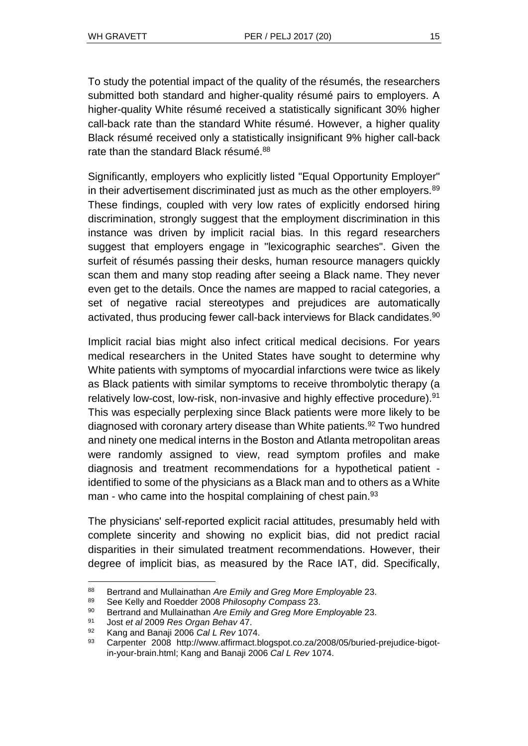To study the potential impact of the quality of the résumés, the researchers submitted both standard and higher-quality résumé pairs to employers. A higher-quality White résumé received a statistically significant 30% higher call-back rate than the standard White résumé. However, a higher quality Black résumé received only a statistically insignificant 9% higher call-back rate than the standard Black résumé.[88]

Significantly, employers who explicitly listed "Equal Opportunity Employer" in their advertisement discriminated just as much as the other employers.[89] These findings, coupled with very low rates of explicitly endorsed hiring discrimination, strongly suggest that the employment discrimination in this instance was driven by implicit racial bias. In this regard researchers suggest that employers engage in "lexicographic searches". Given the surfeit of résumés passing their desks, human resource managers quickly scan them and many stop reading after seeing a Black name. They never even get to the details. Once the names are mapped to racial categories, a set of negative racial stereotypes and prejudices are automatically activated, thus producing fewer call-back interviews for Black candidates.[90]

Implicit racial bias might also infect critical medical decisions. For years medical researchers in the United States have sought to determine why White patients with symptoms of myocardial infarctions were twice as likely as Black patients with similar symptoms to receive thrombolytic therapy (a relatively low-cost, low-risk, non-invasive and highly effective procedure).[91] This was especially perplexing since Black patients were more likely to be diagnosed with coronary artery disease than White patients.[92] Two hundred and ninety one medical interns in the Boston and Atlanta metropolitan areas were randomly assigned to view, read symptom profiles and make diagnosis and treatment recommendations for a hypothetical patient - identified to some of the physicians as a Black man and to others as a White man - who came into the hospital complaining of chest pain.[93]

The physicians' self-reported explicit racial attitudes, presumably held with complete sincerity and showing no explicit bias, did not predict racial disparities in their simulated treatment recommendations. However, their degree of implicit bias, as measured by the Race IAT, did. Specifically,

---

88 Bertrand and Mullainathan *Are Emily and Greg More Employable* 23.

89 See Kelly and Roedder 2008 *Philosophy Compass* 23.

90 Bertrand and Mullainathan *Are Emily and Greg More Employable* 23.

91 Jost *et al* 2009 *Res Organ Behav* 47.

92 Kang and Banaji 2006 *Cal L Rev* 1074.

93 Carpenter 2008 http://www.affirmact.blogspot.co.za/2008/05/buried-prejudice-bigot-in-your-brain.html; Kang and Banaji 2006 *Cal L Rev* 1074.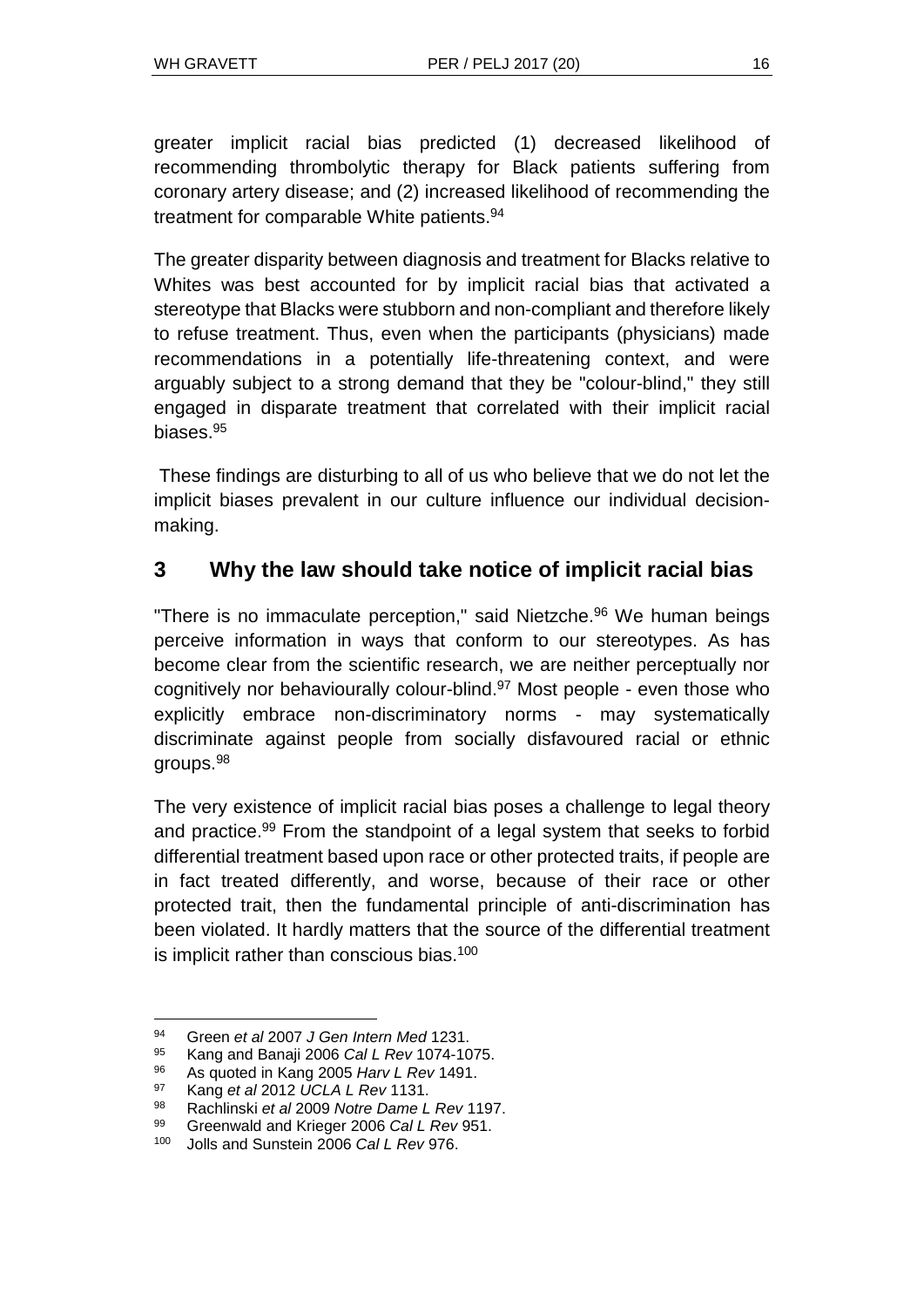greater implicit racial bias predicted (1) decreased likelihood of recommending thrombolytic therapy for Black patients suffering from coronary artery disease; and (2) increased likelihood of recommending the treatment for comparable White patients.[94]

The greater disparity between diagnosis and treatment for Blacks relative to Whites was best accounted for by implicit racial bias that activated a stereotype that Blacks were stubborn and non-compliant and therefore likely to refuse treatment. Thus, even when the participants (physicians) made recommendations in a potentially life-threatening context, and were arguably subject to a strong demand that they be "colour-blind," they still engaged in disparate treatment that correlated with their implicit racial biases.[95]

These findings are disturbing to all of us who believe that we do not let the implicit biases prevalent in our culture influence our individual decision-making.

## 3 Why the law should take notice of implicit racial bias

"There is no immaculate perception," said Nietzche.[96] We human beings perceive information in ways that conform to our stereotypes. As has become clear from the scientific research, we are neither perceptually nor cognitively nor behaviourally colour-blind.[97] Most people - even those who explicitly embrace non-discriminatory norms - may systematically discriminate against people from socially disfavoured racial or ethnic groups.[98]

The very existence of implicit racial bias poses a challenge to legal theory and practice.[99] From the standpoint of a legal system that seeks to forbid differential treatment based upon race or other protected traits, if people are in fact treated differently, and worse, because of their race or other protected trait, then the fundamental principle of anti-discrimination has been violated. It hardly matters that the source of the differential treatment is implicit rather than conscious bias.[100]

---

[94] Green *et al* 2007 *J Gen Intern Med* 1231.

[95] Kang and Banaji 2006 *Cal L Rev* 1074-1075.

[96] As quoted in Kang 2005 *Harv L Rev* 1491.

[97] Kang *et al* 2012 *UCLA L Rev* 1131.

[98] Rachlinski *et al* 2009 *Notre Dame L Rev* 1197.

[99] Greenwald and Krieger 2006 *Cal L Rev* 951.

[100] Jolls and Sunstein 2006 *Cal L Rev* 976.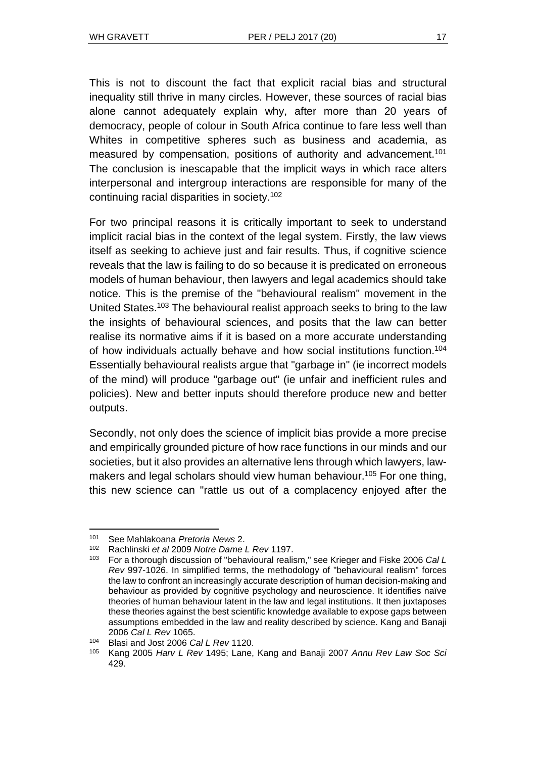This is not to discount the fact that explicit racial bias and structural inequality still thrive in many circles. However, these sources of racial bias alone cannot adequately explain why, after more than 20 years of democracy, people of colour in South Africa continue to fare less well than Whites in competitive spheres such as business and academia, as measured by compensation, positions of authority and advancement.[101] The conclusion is inescapable that the implicit ways in which race alters interpersonal and intergroup interactions are responsible for many of the continuing racial disparities in society.[102]

For two principal reasons it is critically important to seek to understand implicit racial bias in the context of the legal system. Firstly, the law views itself as seeking to achieve just and fair results. Thus, if cognitive science reveals that the law is failing to do so because it is predicated on erroneous models of human behaviour, then lawyers and legal academics should take notice. This is the premise of the "behavioural realism" movement in the United States.[103] The behavioural realist approach seeks to bring to the law the insights of behavioural sciences, and posits that the law can better realise its normative aims if it is based on a more accurate understanding of how individuals actually behave and how social institutions function.[104] Essentially behavioural realists argue that "garbage in" (ie incorrect models of the mind) will produce "garbage out" (ie unfair and inefficient rules and policies). New and better inputs should therefore produce new and better outputs.

Secondly, not only does the science of implicit bias provide a more precise and empirically grounded picture of how race functions in our minds and our societies, but it also provides an alternative lens through which lawyers, law-makers and legal scholars should view human behaviour.[105] For one thing, this new science can "rattle us out of a complacency enjoyed after the

---

[101] See Mahlakoana *Pretoria News* 2.

[102] Rachlinski *et al* 2009 *Notre Dame L Rev* 1197.

[103] For a thorough discussion of "behavioural realism," see Krieger and Fiske 2006 *Cal L Rev* 997-1026. In simplified terms, the methodology of "behavioural realism" forces the law to confront an increasingly accurate description of human decision-making and behaviour as provided by cognitive psychology and neuroscience. It identifies naïve theories of human behaviour latent in the law and legal institutions. It then juxtaposes these theories against the best scientific knowledge available to expose gaps between assumptions embedded in the law and reality described by science. Kang and Banaji 2006 *Cal L Rev* 1065.

[104] Blasi and Jost 2006 *Cal L Rev* 1120.

[105] Kang 2005 *Harv L Rev* 1495; Lane, Kang and Banaji 2007 *Annu Rev Law Soc Sci* 429.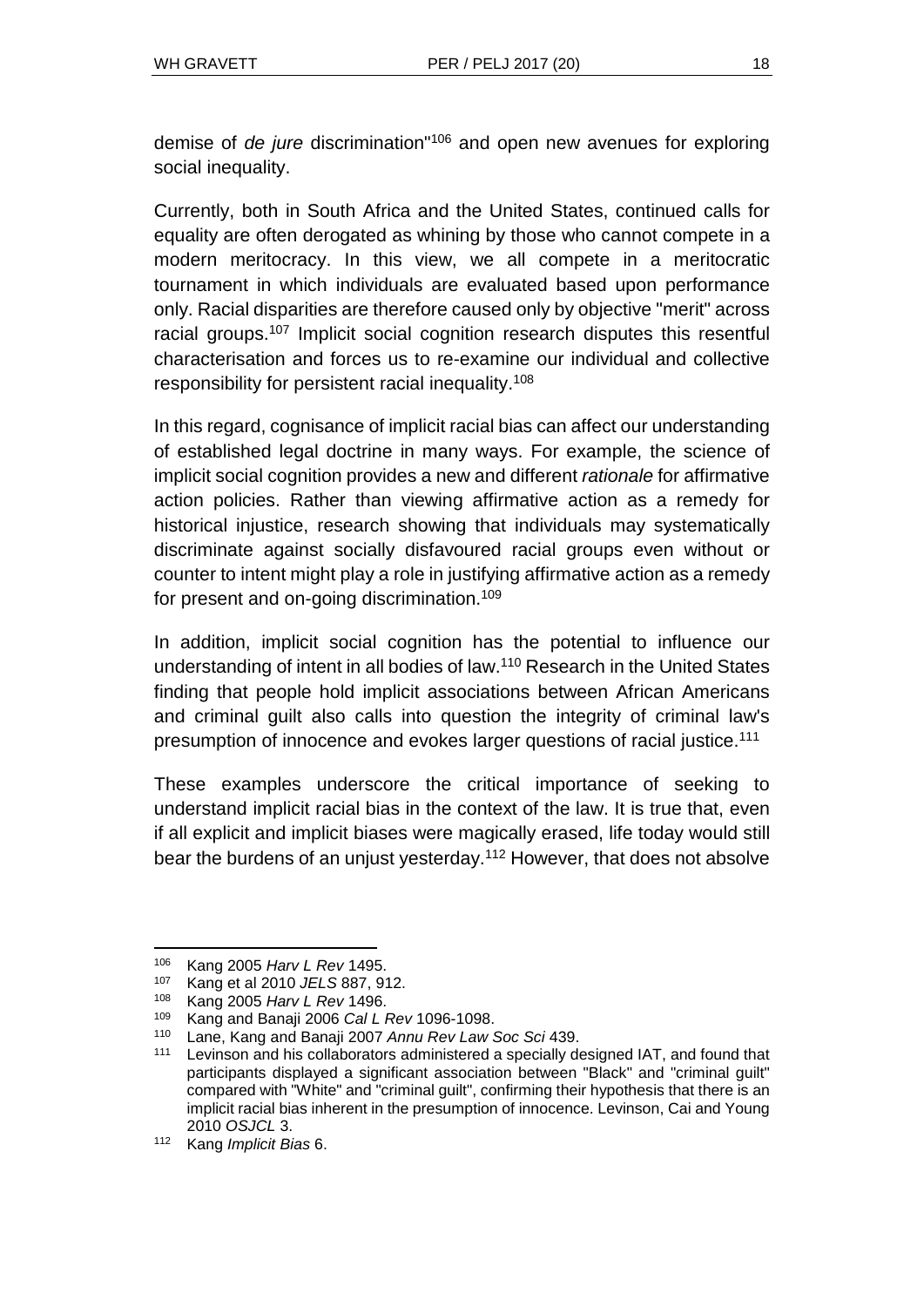demise of *de jure* discrimination"[106] and open new avenues for exploring social inequality.

Currently, both in South Africa and the United States, continued calls for equality are often derogated as whining by those who cannot compete in a modern meritocracy. In this view, we all compete in a meritocratic tournament in which individuals are evaluated based upon performance only. Racial disparities are therefore caused only by objective "merit" across racial groups.[107] Implicit social cognition research disputes this resentful characterisation and forces us to re-examine our individual and collective responsibility for persistent racial inequality.[108]

In this regard, cognisance of implicit racial bias can affect our understanding of established legal doctrine in many ways. For example, the science of implicit social cognition provides a new and different *rationale* for affirmative action policies. Rather than viewing affirmative action as a remedy for historical injustice, research showing that individuals may systematically discriminate against socially disfavoured racial groups even without or counter to intent might play a role in justifying affirmative action as a remedy for present and on-going discrimination.[109]

In addition, implicit social cognition has the potential to influence our understanding of intent in all bodies of law.[110] Research in the United States finding that people hold implicit associations between African Americans and criminal guilt also calls into question the integrity of criminal law's presumption of innocence and evokes larger questions of racial justice.[111]

These examples underscore the critical importance of seeking to understand implicit racial bias in the context of the law. It is true that, even if all explicit and implicit biases were magically erased, life today would still bear the burdens of an unjust yesterday.[112] However, that does not absolve

---

[106] Kang 2005 *Harv L Rev* 1495.

[107] Kang et al 2010 *JELS* 887, 912.

[108] Kang 2005 *Harv L Rev* 1496.

[109] Kang and Banaji 2006 *Cal L Rev* 1096-1098.

[110] Lane, Kang and Banaji 2007 *Annu Rev Law Soc Sci* 439.

[111] Levinson and his collaborators administered a specially designed IAT, and found that participants displayed a significant association between "Black" and "criminal guilt" compared with "White" and "criminal guilt", confirming their hypothesis that there is an implicit racial bias inherent in the presumption of innocence. Levinson, Cai and Young 2010 *OSJCL* 3.

[112] Kang *Implicit Bias* 6.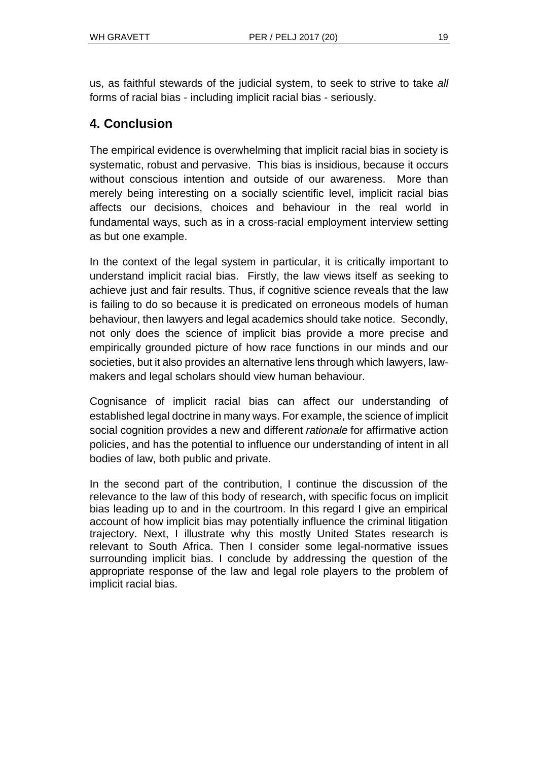us, as faithful stewards of the judicial system, to seek to strive to take *all* forms of racial bias - including implicit racial bias - seriously.

## 4. Conclusion

The empirical evidence is overwhelming that implicit racial bias in society is systematic, robust and pervasive. This bias is insidious, because it occurs without conscious intention and outside of our awareness. More than merely being interesting on a socially scientific level, implicit racial bias affects our decisions, choices and behaviour in the real world in fundamental ways, such as in a cross-racial employment interview setting as but one example.

In the context of the legal system in particular, it is critically important to understand implicit racial bias. Firstly, the law views itself as seeking to achieve just and fair results. Thus, if cognitive science reveals that the law is failing to do so because it is predicated on erroneous models of human behaviour, then lawyers and legal academics should take notice. Secondly, not only does the science of implicit bias provide a more precise and empirically grounded picture of how race functions in our minds and our societies, but it also provides an alternative lens through which lawyers, law-makers and legal scholars should view human behaviour.

Cognisance of implicit racial bias can affect our understanding of established legal doctrine in many ways. For example, the science of implicit social cognition provides a new and different *rationale* for affirmative action policies, and has the potential to influence our understanding of intent in all bodies of law, both public and private.

In the second part of the contribution, I continue the discussion of the relevance to the law of this body of research, with specific focus on implicit bias leading up to and in the courtroom. In this regard I give an empirical account of how implicit bias may potentially influence the criminal litigation trajectory. Next, I illustrate why this mostly United States research is relevant to South Africa. Then I consider some legal-normative issues surrounding implicit bias. I conclude by addressing the question of the appropriate response of the law and legal role players to the problem of implicit racial bias.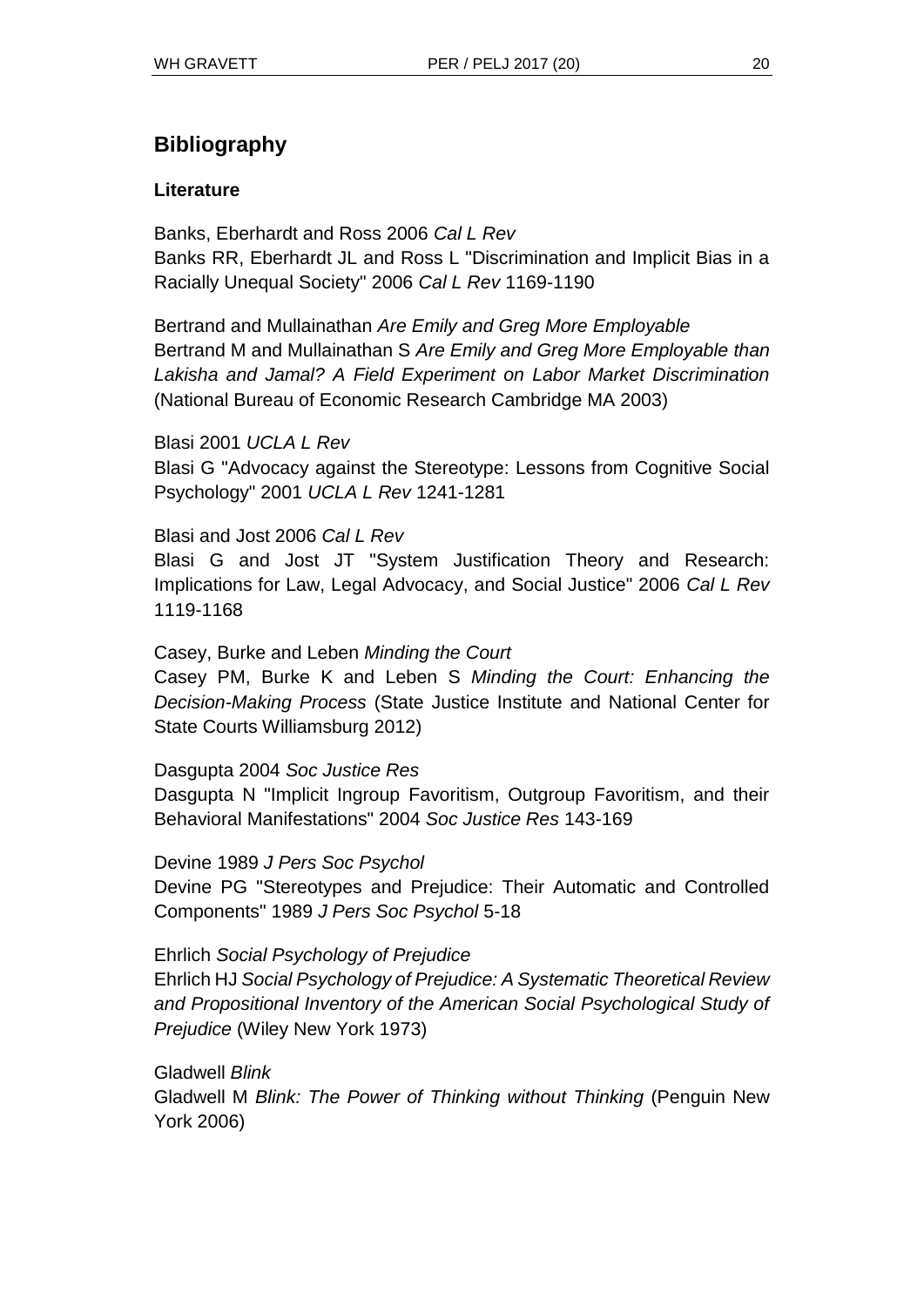## Bibliography

### Literature

Banks, Eberhardt and Ross 2006 *Cal L Rev*
Banks RR, Eberhardt JL and Ross L "Discrimination and Implicit Bias in a Racially Unequal Society" 2006 *Cal L Rev* 1169-1190

Bertrand and Mullainathan *Are Emily and Greg More Employable*
Bertrand M and Mullainathan S *Are Emily and Greg More Employable than Lakisha and Jamal? A Field Experiment on Labor Market Discrimination* (National Bureau of Economic Research Cambridge MA 2003)

Blasi 2001 *UCLA L Rev*
Blasi G "Advocacy against the Stereotype: Lessons from Cognitive Social Psychology" 2001 *UCLA L Rev* 1241-1281

Blasi and Jost 2006 *Cal L Rev*
Blasi G and Jost JT "System Justification Theory and Research: Implications for Law, Legal Advocacy, and Social Justice" 2006 *Cal L Rev* 1119-1168

Casey, Burke and Leben *Minding the Court*
Casey PM, Burke K and Leben S *Minding the Court: Enhancing the Decision-Making Process* (State Justice Institute and National Center for State Courts Williamsburg 2012)

Dasgupta 2004 *Soc Justice Res*
Dasgupta N "Implicit Ingroup Favoritism, Outgroup Favoritism, and their Behavioral Manifestations" 2004 *Soc Justice Res* 143-169

Devine 1989 *J Pers Soc Psychol*
Devine PG "Stereotypes and Prejudice: Their Automatic and Controlled Components" 1989 *J Pers Soc Psychol* 5-18

Ehrlich *Social Psychology of Prejudice*
Ehrlich HJ *Social Psychology of Prejudice: A Systematic Theoretical Review and Propositional Inventory of the American Social Psychological Study of Prejudice* (Wiley New York 1973)

Gladwell *Blink*
Gladwell M *Blink: The Power of Thinking without Thinking* (Penguin New York 2006)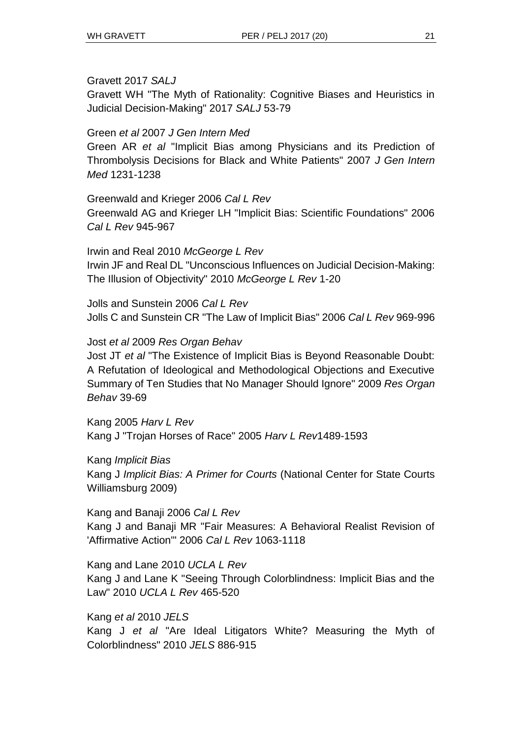Gravett 2017 *SALJ*

Gravett WH "The Myth of Rationality: Cognitive Biases and Heuristics in Judicial Decision-Making" 2017 *SALJ* 53-79

Green *et al* 2007 *J Gen Intern Med*

Green AR *et al* "Implicit Bias among Physicians and its Prediction of Thrombolysis Decisions for Black and White Patients" 2007 *J Gen Intern Med* 1231-1238

Greenwald and Krieger 2006 *Cal L Rev*

Greenwald AG and Krieger LH "Implicit Bias: Scientific Foundations" 2006 *Cal L Rev* 945-967

Irwin and Real 2010 *McGeorge L Rev*

Irwin JF and Real DL "Unconscious Influences on Judicial Decision-Making: The Illusion of Objectivity" 2010 *McGeorge L Rev* 1-20

Jolls and Sunstein 2006 *Cal L Rev*

Jolls C and Sunstein CR "The Law of Implicit Bias" 2006 *Cal L Rev* 969-996

Jost *et al* 2009 *Res Organ Behav*

Jost JT *et al* "The Existence of Implicit Bias is Beyond Reasonable Doubt: A Refutation of Ideological and Methodological Objections and Executive Summary of Ten Studies that No Manager Should Ignore" 2009 *Res Organ Behav* 39-69

Kang 2005 *Harv L Rev*

Kang J "Trojan Horses of Race" 2005 *Harv L Rev*1489-1593

Kang *Implicit Bias*

Kang J *Implicit Bias: A Primer for Courts* (National Center for State Courts Williamsburg 2009)

Kang and Banaji 2006 *Cal L Rev*

Kang J and Banaji MR "Fair Measures: A Behavioral Realist Revision of 'Affirmative Action'" 2006 *Cal L Rev* 1063-1118

Kang and Lane 2010 *UCLA L Rev*

Kang J and Lane K "Seeing Through Colorblindness: Implicit Bias and the Law" 2010 *UCLA L Rev* 465-520

Kang *et al* 2010 *JELS*

Kang J *et al* "Are Ideal Litigators White? Measuring the Myth of Colorblindness" 2010 *JELS* 886-915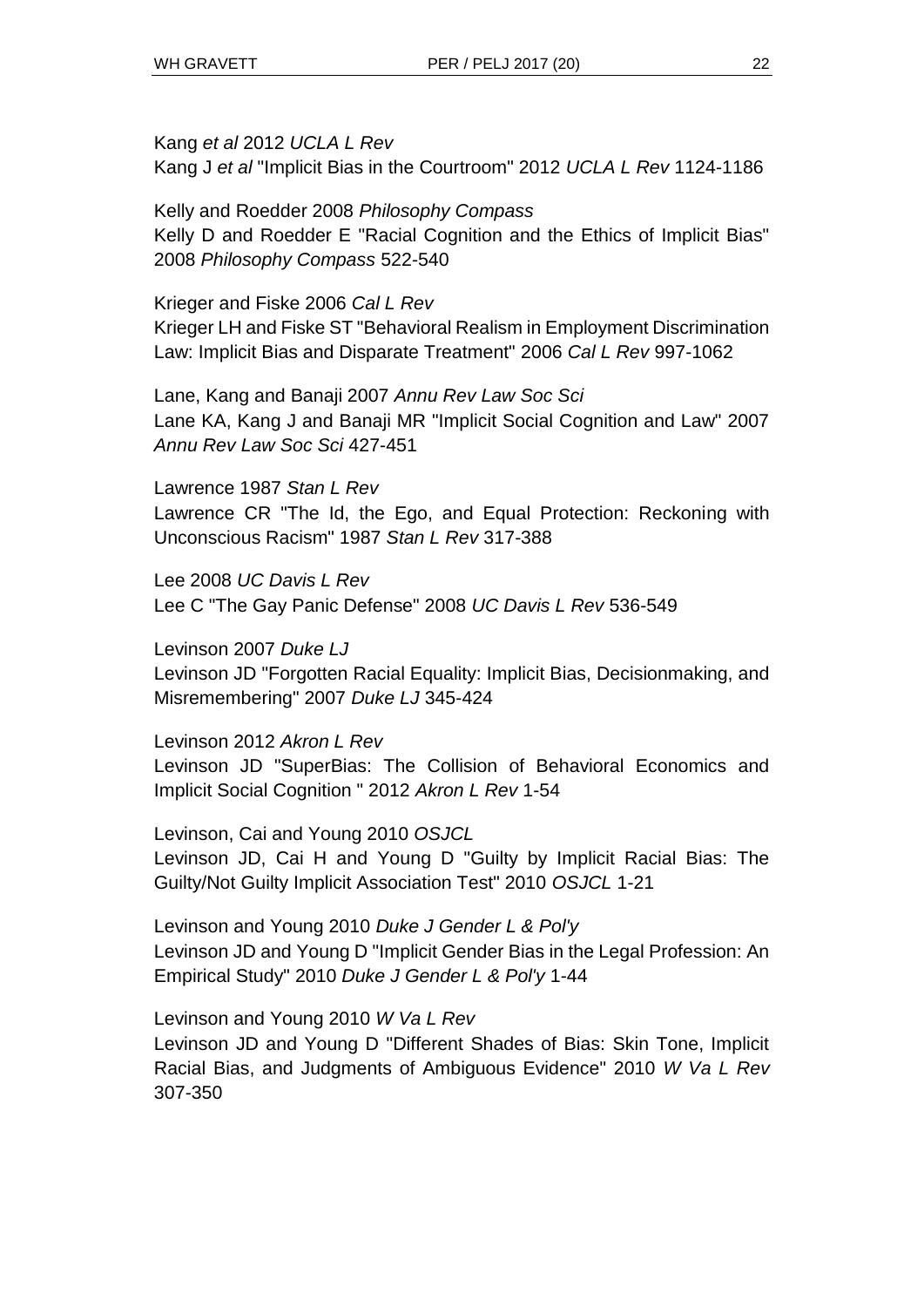Kang *et al* 2012 *UCLA L Rev*
Kang J *et al* "Implicit Bias in the Courtroom" 2012 *UCLA L Rev* 1124-1186

Kelly and Roedder 2008 *Philosophy Compass*
Kelly D and Roedder E "Racial Cognition and the Ethics of Implicit Bias" 2008 *Philosophy Compass* 522-540

Krieger and Fiske 2006 *Cal L Rev*
Krieger LH and Fiske ST "Behavioral Realism in Employment Discrimination Law: Implicit Bias and Disparate Treatment" 2006 *Cal L Rev* 997-1062

Lane, Kang and Banaji 2007 *Annu Rev Law Soc Sci*
Lane KA, Kang J and Banaji MR "Implicit Social Cognition and Law" 2007 *Annu Rev Law Soc Sci* 427-451

Lawrence 1987 *Stan L Rev*
Lawrence CR "The Id, the Ego, and Equal Protection: Reckoning with Unconscious Racism" 1987 *Stan L Rev* 317-388

Lee 2008 *UC Davis L Rev*
Lee C "The Gay Panic Defense" 2008 *UC Davis L Rev* 536-549

Levinson 2007 *Duke LJ*
Levinson JD "Forgotten Racial Equality: Implicit Bias, Decisionmaking, and Misremembering" 2007 *Duke LJ* 345-424

Levinson 2012 *Akron L Rev*
Levinson JD "SuperBias: The Collision of Behavioral Economics and Implicit Social Cognition " 2012 *Akron L Rev* 1-54

Levinson, Cai and Young 2010 *OSJCL*
Levinson JD, Cai H and Young D "Guilty by Implicit Racial Bias: The Guilty/Not Guilty Implicit Association Test" 2010 *OSJCL* 1-21

Levinson and Young 2010 *Duke J Gender L & Pol'y*
Levinson JD and Young D "Implicit Gender Bias in the Legal Profession: An Empirical Study" 2010 *Duke J Gender L & Pol'y* 1-44

Levinson and Young 2010 *W Va L Rev*
Levinson JD and Young D "Different Shades of Bias: Skin Tone, Implicit Racial Bias, and Judgments of Ambiguous Evidence" 2010 *W Va L Rev* 307-350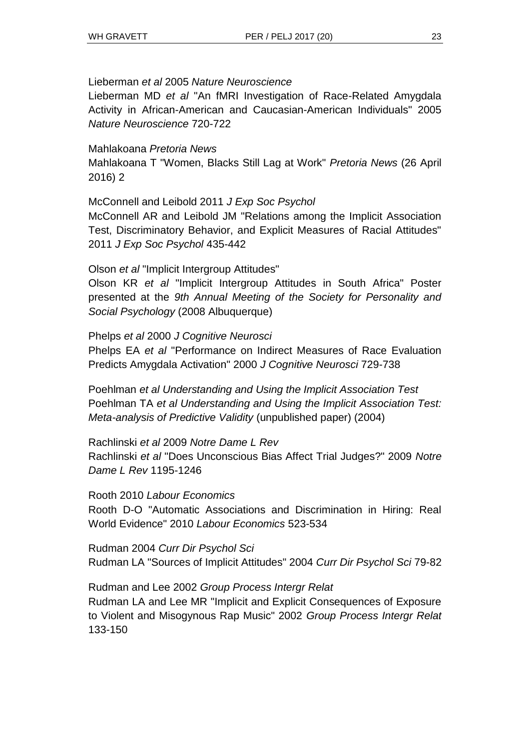Lieberman *et al* 2005 *Nature Neuroscience*

Lieberman MD *et al* "An fMRI Investigation of Race-Related Amygdala Activity in African-American and Caucasian-American Individuals" 2005 *Nature Neuroscience* 720-722

Mahlakoana *Pretoria News*

Mahlakoana T "Women, Blacks Still Lag at Work" *Pretoria News* (26 April 2016) 2

McConnell and Leibold 2011 *J Exp Soc Psychol*

McConnell AR and Leibold JM "Relations among the Implicit Association Test, Discriminatory Behavior, and Explicit Measures of Racial Attitudes" 2011 *J Exp Soc Psychol* 435-442

Olson *et al* "Implicit Intergroup Attitudes"

Olson KR *et al* "Implicit Intergroup Attitudes in South Africa" Poster presented at the *9th Annual Meeting of the Society for Personality and Social Psychology* (2008 Albuquerque)

Phelps *et al* 2000 *J Cognitive Neurosci*

Phelps EA *et al* "Performance on Indirect Measures of Race Evaluation Predicts Amygdala Activation" 2000 *J Cognitive Neurosci* 729-738

Poehlman *et al Understanding and Using the Implicit Association Test*

Poehlman TA *et al Understanding and Using the Implicit Association Test: Meta-analysis of Predictive Validity* (unpublished paper) (2004)

Rachlinski *et al* 2009 *Notre Dame L Rev*

Rachlinski *et al* "Does Unconscious Bias Affect Trial Judges?" 2009 *Notre Dame L Rev* 1195-1246

Rooth 2010 *Labour Economics*

Rooth D-O "Automatic Associations and Discrimination in Hiring: Real World Evidence" 2010 *Labour Economics* 523-534

Rudman 2004 *Curr Dir Psychol Sci*

Rudman LA "Sources of Implicit Attitudes" 2004 *Curr Dir Psychol Sci* 79-82

Rudman and Lee 2002 *Group Process Intergr Relat*

Rudman LA and Lee MR "Implicit and Explicit Consequences of Exposure to Violent and Misogynous Rap Music" 2002 *Group Process Intergr Relat* 133-150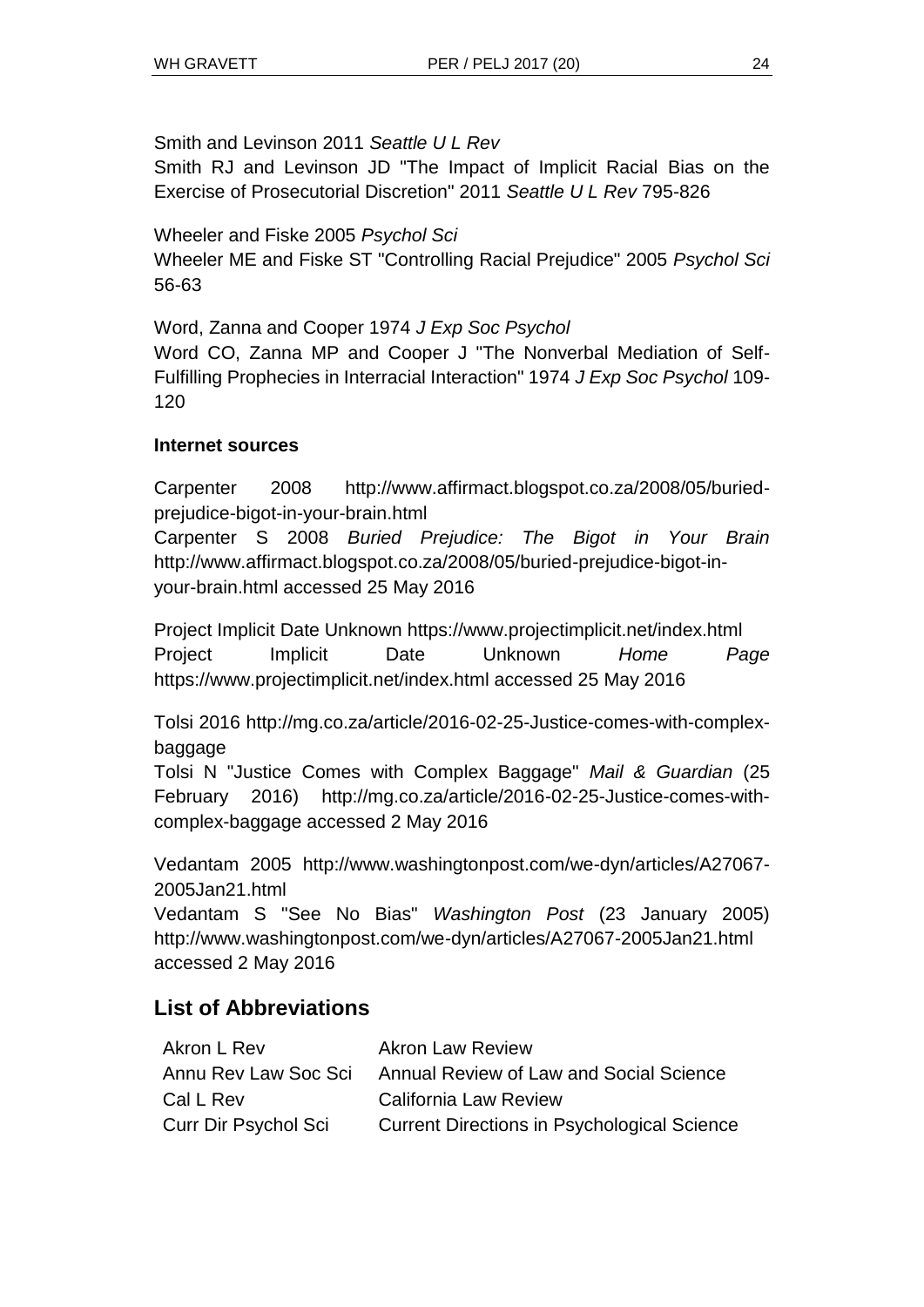Smith and Levinson 2011 *Seattle U L Rev*
Smith RJ and Levinson JD "The Impact of Implicit Racial Bias on the Exercise of Prosecutorial Discretion" 2011 *Seattle U L Rev* 795-826

Wheeler and Fiske 2005 *Psychol Sci*
Wheeler ME and Fiske ST "Controlling Racial Prejudice" 2005 *Psychol Sci* 56-63

Word, Zanna and Cooper 1974 *J Exp Soc Psychol*
Word CO, Zanna MP and Cooper J "The Nonverbal Mediation of Self-Fulfilling Prophecies in Interracial Interaction" 1974 *J Exp Soc Psychol* 109-120

**Internet sources**

Carpenter 2008 http://www.affirmact.blogspot.co.za/2008/05/buried-prejudice-bigot-in-your-brain.html
Carpenter S 2008 *Buried Prejudice: The Bigot in Your Brain* http://www.affirmact.blogspot.co.za/2008/05/buried-prejudice-bigot-in-your-brain.html accessed 25 May 2016

Project Implicit Date Unknown https://www.projectimplicit.net/index.html
Project Implicit Date Unknown *Home Page* https://www.projectimplicit.net/index.html accessed 25 May 2016

Tolsi 2016 http://mg.co.za/article/2016-02-25-Justice-comes-with-complex-baggage
Tolsi N "Justice Comes with Complex Baggage" *Mail & Guardian* (25 February 2016) http://mg.co.za/article/2016-02-25-Justice-comes-with-complex-baggage accessed 2 May 2016

Vedantam 2005 http://www.washingtonpost.com/we-dyn/articles/A27067-2005Jan21.html
Vedantam S "See No Bias" *Washington Post* (23 January 2005) http://www.washingtonpost.com/we-dyn/articles/A27067-2005Jan21.html accessed 2 May 2016

## List of Abbreviations

| | |
|---|---|
| Akron L Rev | Akron Law Review |
| Annu Rev Law Soc Sci | Annual Review of Law and Social Science |
| Cal L Rev | California Law Review |
| Curr Dir Psychol Sci | Current Directions in Psychological Science |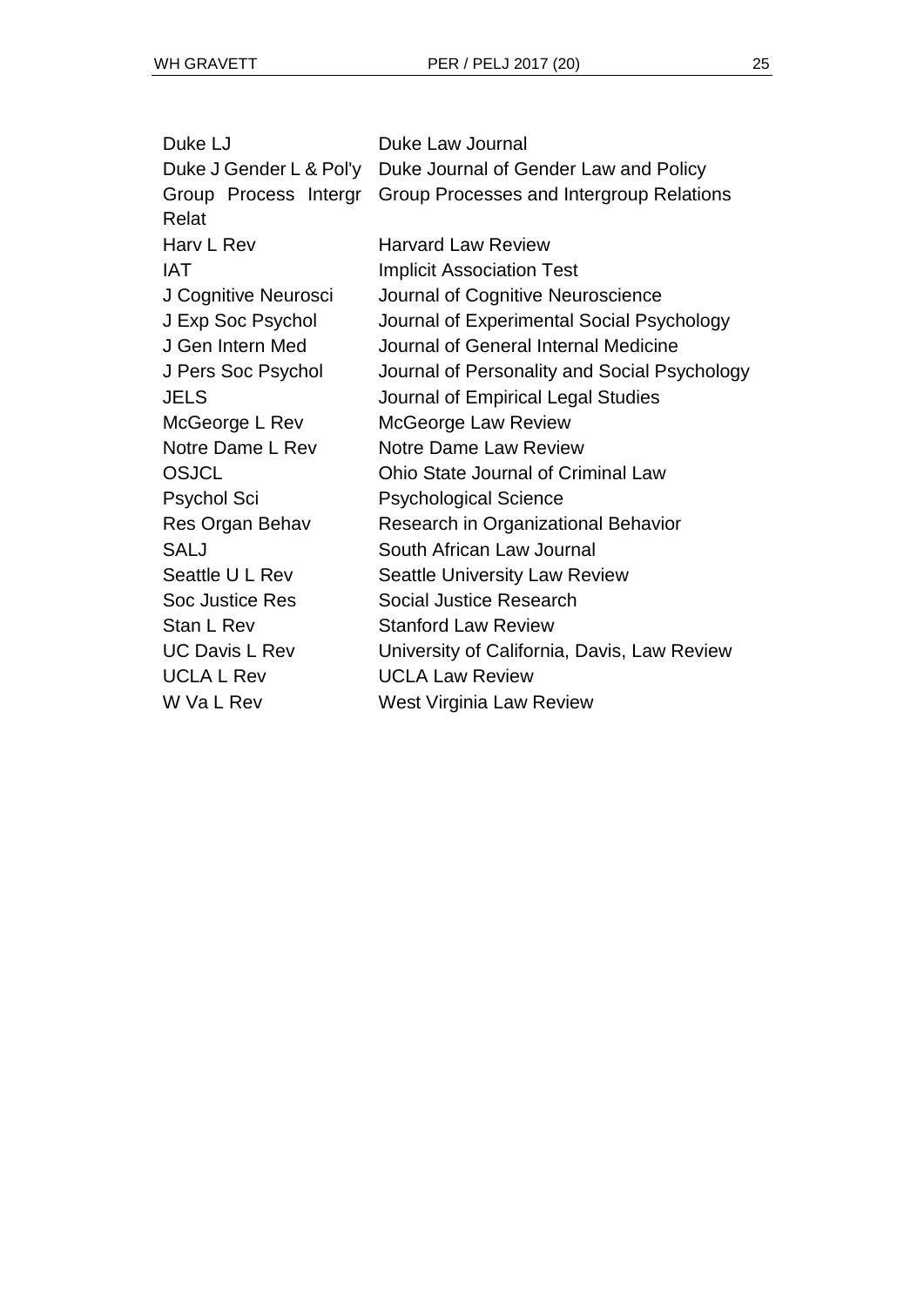| | |
|---|---|
| Duke LJ | Duke Law Journal |
| Duke J Gender L & Pol'y | Duke Journal of Gender Law and Policy |
| Group Process Intergr Relat | Group Processes and Intergroup Relations |
| Harv L Rev | Harvard Law Review |
| IAT | Implicit Association Test |
| J Cognitive Neurosci | Journal of Cognitive Neuroscience |
| J Exp Soc Psychol | Journal of Experimental Social Psychology |
| J Gen Intern Med | Journal of General Internal Medicine |
| J Pers Soc Psychol | Journal of Personality and Social Psychology |
| JELS | Journal of Empirical Legal Studies |
| McGeorge L Rev | McGeorge Law Review |
| Notre Dame L Rev | Notre Dame Law Review |
| OSJCL | Ohio State Journal of Criminal Law |
| Psychol Sci | Psychological Science |
| Res Organ Behav | Research in Organizational Behavior |
| SALJ | South African Law Journal |
| Seattle U L Rev | Seattle University Law Review |
| Soc Justice Res | Social Justice Research |
| Stan L Rev | Stanford Law Review |
| UC Davis L Rev | University of California, Davis, Law Review |
| UCLA L Rev | UCLA Law Review |
| W Va L Rev | West Virginia Law Review |